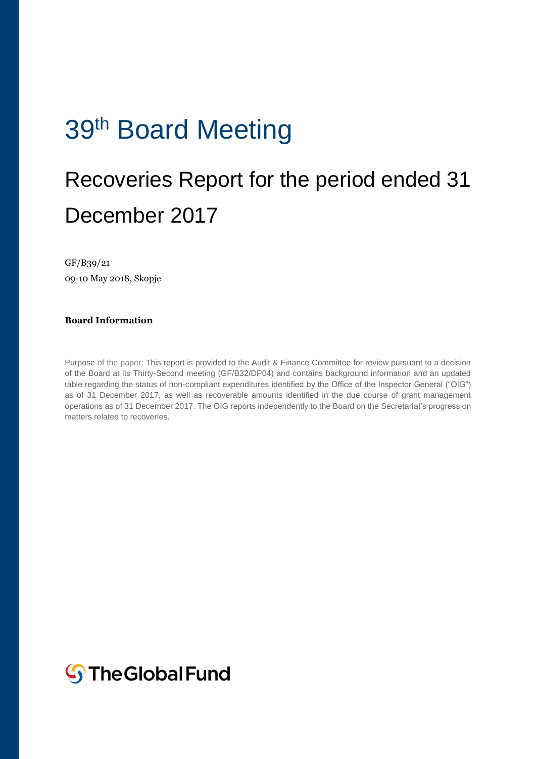# 39th Board Meeting

## Recoveries Report for the period ended 31 December 2017

GF/B39/21
09-10 May 2018, Skopje

**Board Information**

Purpose of the paper: This report is provided to the Audit & Finance Committee for review pursuant to a decision of the Board at its Thirty-Second meeting (GF/B32/DP04) and contains background information and an updated table regarding the status of non-compliant expenditures identified by the Office of the Inspector General ("OIG") as of 31 December 2017, as well as recoverable amounts identified in the due course of grant management operations as of 31 December 2017. The OIG reports independently to the Board on the Secretariat's progress on matters related to recoveries.

The Global Fund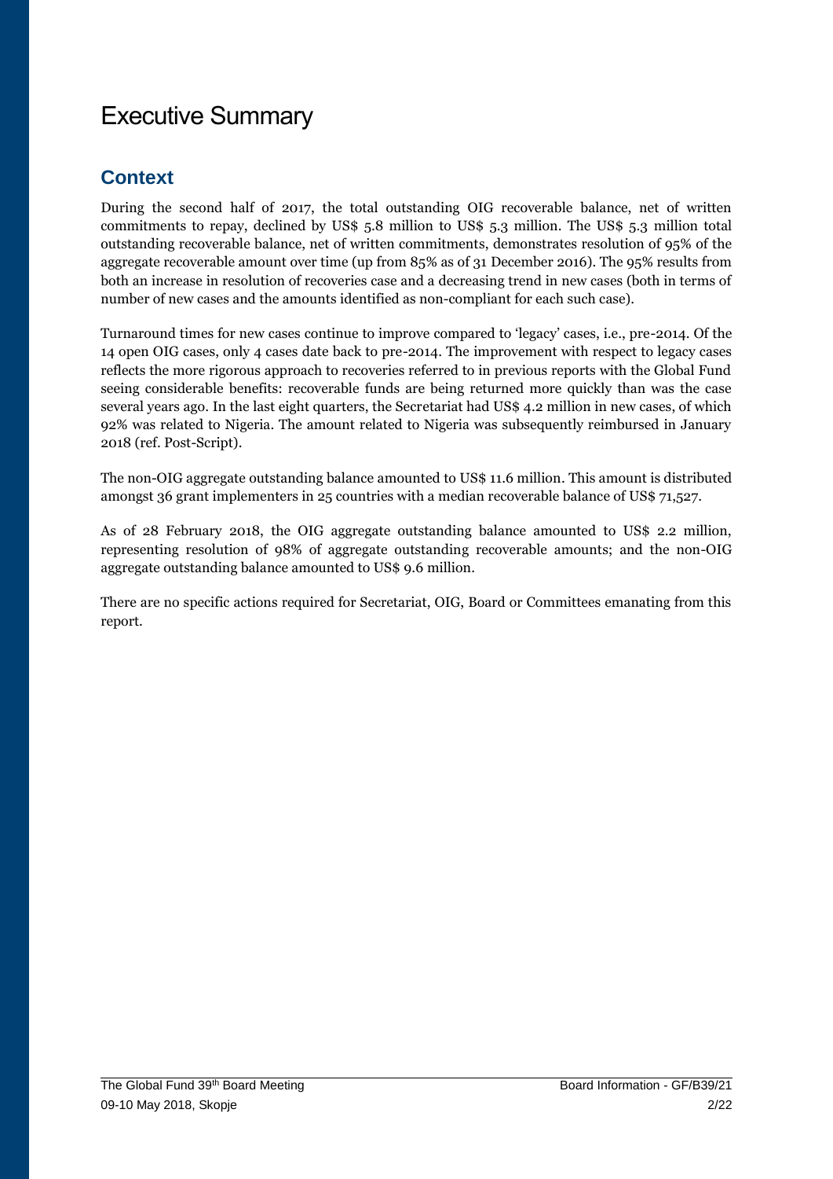# Executive Summary

## Context

During the second half of 2017, the total outstanding OIG recoverable balance, net of written commitments to repay, declined by US$ 5.8 million to US$ 5.3 million. The US$ 5.3 million total outstanding recoverable balance, net of written commitments, demonstrates resolution of 95% of the aggregate recoverable amount over time (up from 85% as of 31 December 2016). The 95% results from both an increase in resolution of recoveries case and a decreasing trend in new cases (both in terms of number of new cases and the amounts identified as non-compliant for each such case).

Turnaround times for new cases continue to improve compared to 'legacy' cases, i.e., pre-2014. Of the 14 open OIG cases, only 4 cases date back to pre-2014. The improvement with respect to legacy cases reflects the more rigorous approach to recoveries referred to in previous reports with the Global Fund seeing considerable benefits: recoverable funds are being returned more quickly than was the case several years ago. In the last eight quarters, the Secretariat had US$ 4.2 million in new cases, of which 92% was related to Nigeria. The amount related to Nigeria was subsequently reimbursed in January 2018 (ref. Post-Script).

The non-OIG aggregate outstanding balance amounted to US$ 11.6 million. This amount is distributed amongst 36 grant implementers in 25 countries with a median recoverable balance of US$ 71,527.

As of 28 February 2018, the OIG aggregate outstanding balance amounted to US$ 2.2 million, representing resolution of 98% of aggregate outstanding recoverable amounts; and the non-OIG aggregate outstanding balance amounted to US$ 9.6 million.

There are no specific actions required for Secretariat, OIG, Board or Committees emanating from this report.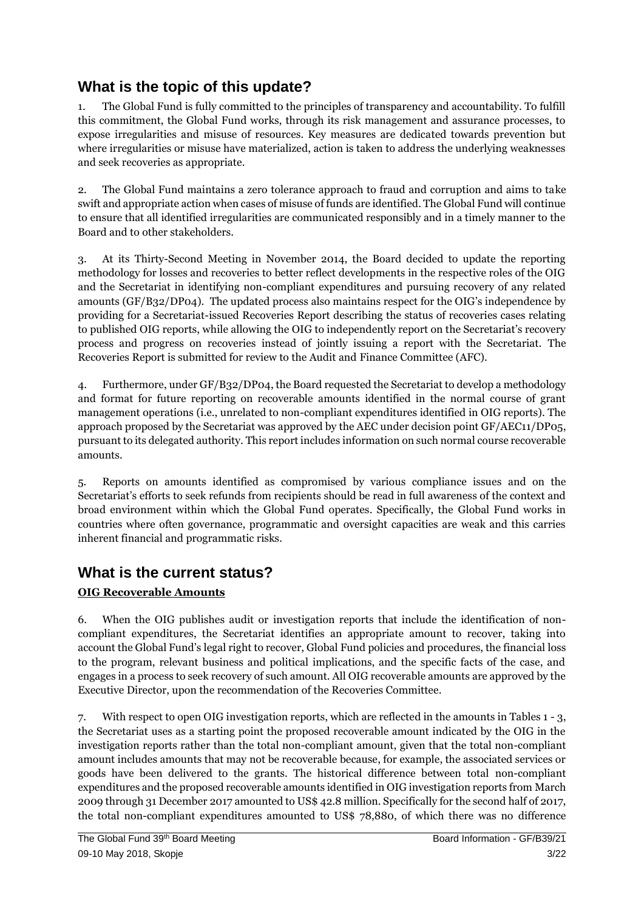## What is the topic of this update?

1. The Global Fund is fully committed to the principles of transparency and accountability. To fulfill this commitment, the Global Fund works, through its risk management and assurance processes, to expose irregularities and misuse of resources. Key measures are dedicated towards prevention but where irregularities or misuse have materialized, action is taken to address the underlying weaknesses and seek recoveries as appropriate.

2. The Global Fund maintains a zero tolerance approach to fraud and corruption and aims to take swift and appropriate action when cases of misuse of funds are identified. The Global Fund will continue to ensure that all identified irregularities are communicated responsibly and in a timely manner to the Board and to other stakeholders.

3. At its Thirty-Second Meeting in November 2014, the Board decided to update the reporting methodology for losses and recoveries to better reflect developments in the respective roles of the OIG and the Secretariat in identifying non-compliant expenditures and pursuing recovery of any related amounts (GF/B32/DP04). The updated process also maintains respect for the OIG's independence by providing for a Secretariat-issued Recoveries Report describing the status of recoveries cases relating to published OIG reports, while allowing the OIG to independently report on the Secretariat's recovery process and progress on recoveries instead of jointly issuing a report with the Secretariat. The Recoveries Report is submitted for review to the Audit and Finance Committee (AFC).

4. Furthermore, under GF/B32/DP04, the Board requested the Secretariat to develop a methodology and format for future reporting on recoverable amounts identified in the normal course of grant management operations (i.e., unrelated to non-compliant expenditures identified in OIG reports). The approach proposed by the Secretariat was approved by the AEC under decision point GF/AEC11/DP05, pursuant to its delegated authority. This report includes information on such normal course recoverable amounts.

5. Reports on amounts identified as compromised by various compliance issues and on the Secretariat's efforts to seek refunds from recipients should be read in full awareness of the context and broad environment within which the Global Fund operates. Specifically, the Global Fund works in countries where often governance, programmatic and oversight capacities are weak and this carries inherent financial and programmatic risks.

## What is the current status?

### OIG Recoverable Amounts

6. When the OIG publishes audit or investigation reports that include the identification of non-compliant expenditures, the Secretariat identifies an appropriate amount to recover, taking into account the Global Fund's legal right to recover, Global Fund policies and procedures, the financial loss to the program, relevant business and political implications, and the specific facts of the case, and engages in a process to seek recovery of such amount. All OIG recoverable amounts are approved by the Executive Director, upon the recommendation of the Recoveries Committee.

7. With respect to open OIG investigation reports, which are reflected in the amounts in Tables 1 - 3, the Secretariat uses as a starting point the proposed recoverable amount indicated by the OIG in the investigation reports rather than the total non-compliant amount, given that the total non-compliant amount includes amounts that may not be recoverable because, for example, the associated services or goods have been delivered to the grants. The historical difference between total non-compliant expenditures and the proposed recoverable amounts identified in OIG investigation reports from March 2009 through 31 December 2017 amounted to US$ 42.8 million. Specifically for the second half of 2017, the total non-compliant expenditures amounted to US$ 78,880, of which there was no difference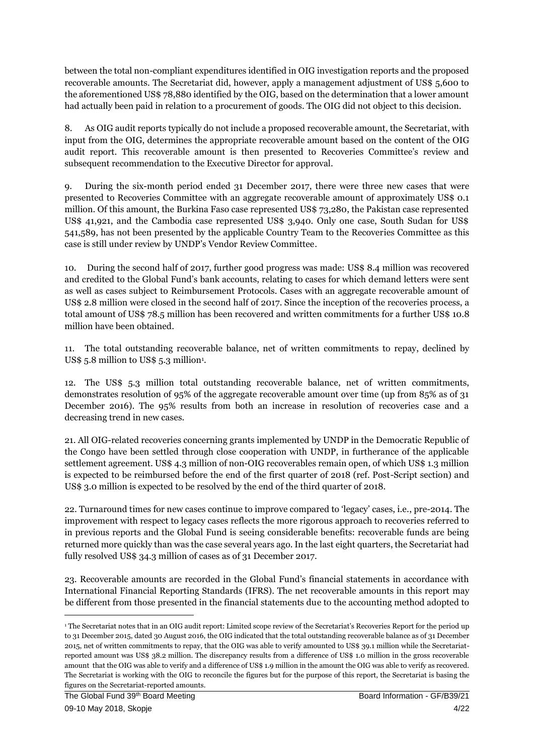between the total non-compliant expenditures identified in OIG investigation reports and the proposed recoverable amounts. The Secretariat did, however, apply a management adjustment of US$ 5,600 to the aforementioned US$ 78,880 identified by the OIG, based on the determination that a lower amount had actually been paid in relation to a procurement of goods. The OIG did not object to this decision.

8. As OIG audit reports typically do not include a proposed recoverable amount, the Secretariat, with input from the OIG, determines the appropriate recoverable amount based on the content of the OIG audit report. This recoverable amount is then presented to Recoveries Committee's review and subsequent recommendation to the Executive Director for approval.

9. During the six-month period ended 31 December 2017, there were three new cases that were presented to Recoveries Committee with an aggregate recoverable amount of approximately US$ 0.1 million. Of this amount, the Burkina Faso case represented US$ 73,280, the Pakistan case represented US$ 41,921, and the Cambodia case represented US$ 3,940. Only one case, South Sudan for US$ 541,589, has not been presented by the applicable Country Team to the Recoveries Committee as this case is still under review by UNDP's Vendor Review Committee.

10. During the second half of 2017, further good progress was made: US$ 8.4 million was recovered and credited to the Global Fund's bank accounts, relating to cases for which demand letters were sent as well as cases subject to Reimbursement Protocols. Cases with an aggregate recoverable amount of US$ 2.8 million were closed in the second half of 2017. Since the inception of the recoveries process, a total amount of US$ 78.5 million has been recovered and written commitments for a further US$ 10.8 million have been obtained.

11. The total outstanding recoverable balance, net of written commitments to repay, declined by US$ 5.8 million to US$ 5.3 million[1].

12. The US$ 5.3 million total outstanding recoverable balance, net of written commitments, demonstrates resolution of 95% of the aggregate recoverable amount over time (up from 85% as of 31 December 2016). The 95% results from both an increase in resolution of recoveries case and a decreasing trend in new cases.

21. All OIG-related recoveries concerning grants implemented by UNDP in the Democratic Republic of the Congo have been settled through close cooperation with UNDP, in furtherance of the applicable settlement agreement. US$ 4.3 million of non-OIG recoverables remain open, of which US$ 1.3 million is expected to be reimbursed before the end of the first quarter of 2018 (ref. Post-Script section) and US$ 3.0 million is expected to be resolved by the end of the third quarter of 2018.

22. Turnaround times for new cases continue to improve compared to 'legacy' cases, i.e., pre-2014. The improvement with respect to legacy cases reflects the more rigorous approach to recoveries referred to in previous reports and the Global Fund is seeing considerable benefits: recoverable funds are being returned more quickly than was the case several years ago. In the last eight quarters, the Secretariat had fully resolved US$ 34.3 million of cases as of 31 December 2017.

23. Recoverable amounts are recorded in the Global Fund's financial statements in accordance with International Financial Reporting Standards (IFRS). The net recoverable amounts in this report may be different from those presented in the financial statements due to the accounting method adopted to

---

[1] The Secretariat notes that in an OIG audit report: Limited scope review of the Secretariat's Recoveries Report for the period up to 31 December 2015, dated 30 August 2016, the OIG indicated that the total outstanding recoverable balance as of 31 December 2015, net of written commitments to repay, that the OIG was able to verify amounted to US$ 39.1 million while the Secretariat-reported amount was US$ 38.2 million. The discrepancy results from a difference of US$ 1.0 million in the gross recoverable amount that the OIG was able to verify and a difference of US$ 1.9 million in the amount the OIG was able to verify as recovered. The Secretariat is working with the OIG to reconcile the figures but for the purpose of this report, the Secretariat is basing the figures on the Secretariat-reported amounts.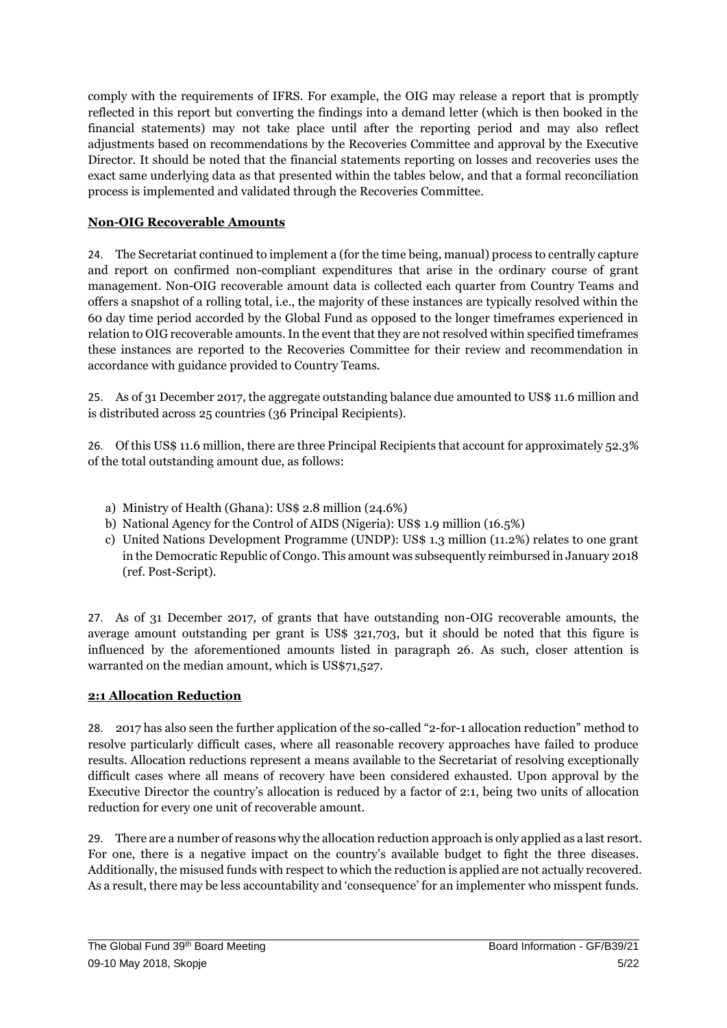comply with the requirements of IFRS. For example, the OIG may release a report that is promptly reflected in this report but converting the findings into a demand letter (which is then booked in the financial statements) may not take place until after the reporting period and may also reflect adjustments based on recommendations by the Recoveries Committee and approval by the Executive Director. It should be noted that the financial statements reporting on losses and recoveries uses the exact same underlying data as that presented within the tables below, and that a formal reconciliation process is implemented and validated through the Recoveries Committee.

## Non-OIG Recoverable Amounts

24. The Secretariat continued to implement a (for the time being, manual) process to centrally capture and report on confirmed non-compliant expenditures that arise in the ordinary course of grant management. Non-OIG recoverable amount data is collected each quarter from Country Teams and offers a snapshot of a rolling total, i.e., the majority of these instances are typically resolved within the 60 day time period accorded by the Global Fund as opposed to the longer timeframes experienced in relation to OIG recoverable amounts. In the event that they are not resolved within specified timeframes these instances are reported to the Recoveries Committee for their review and recommendation in accordance with guidance provided to Country Teams.

25. As of 31 December 2017, the aggregate outstanding balance due amounted to US$ 11.6 million and is distributed across 25 countries (36 Principal Recipients).

26. Of this US$ 11.6 million, there are three Principal Recipients that account for approximately 52.3% of the total outstanding amount due, as follows:

a) Ministry of Health (Ghana): US$ 2.8 million (24.6%)
b) National Agency for the Control of AIDS (Nigeria): US$ 1.9 million (16.5%)
c) United Nations Development Programme (UNDP): US$ 1.3 million (11.2%) relates to one grant in the Democratic Republic of Congo. This amount was subsequently reimbursed in January 2018 (ref. Post-Script).

27. As of 31 December 2017, of grants that have outstanding non-OIG recoverable amounts, the average amount outstanding per grant is US$ 321,703, but it should be noted that this figure is influenced by the aforementioned amounts listed in paragraph 26. As such, closer attention is warranted on the median amount, which is US$71,527.

## 2:1 Allocation Reduction

28. 2017 has also seen the further application of the so-called "2-for-1 allocation reduction" method to resolve particularly difficult cases, where all reasonable recovery approaches have failed to produce results. Allocation reductions represent a means available to the Secretariat of resolving exceptionally difficult cases where all means of recovery have been considered exhausted. Upon approval by the Executive Director the country's allocation is reduced by a factor of 2:1, being two units of allocation reduction for every one unit of recoverable amount.

29. There are a number of reasons why the allocation reduction approach is only applied as a last resort. For one, there is a negative impact on the country's available budget to fight the three diseases. Additionally, the misused funds with respect to which the reduction is applied are not actually recovered. As a result, there may be less accountability and 'consequence' for an implementer who misspent funds.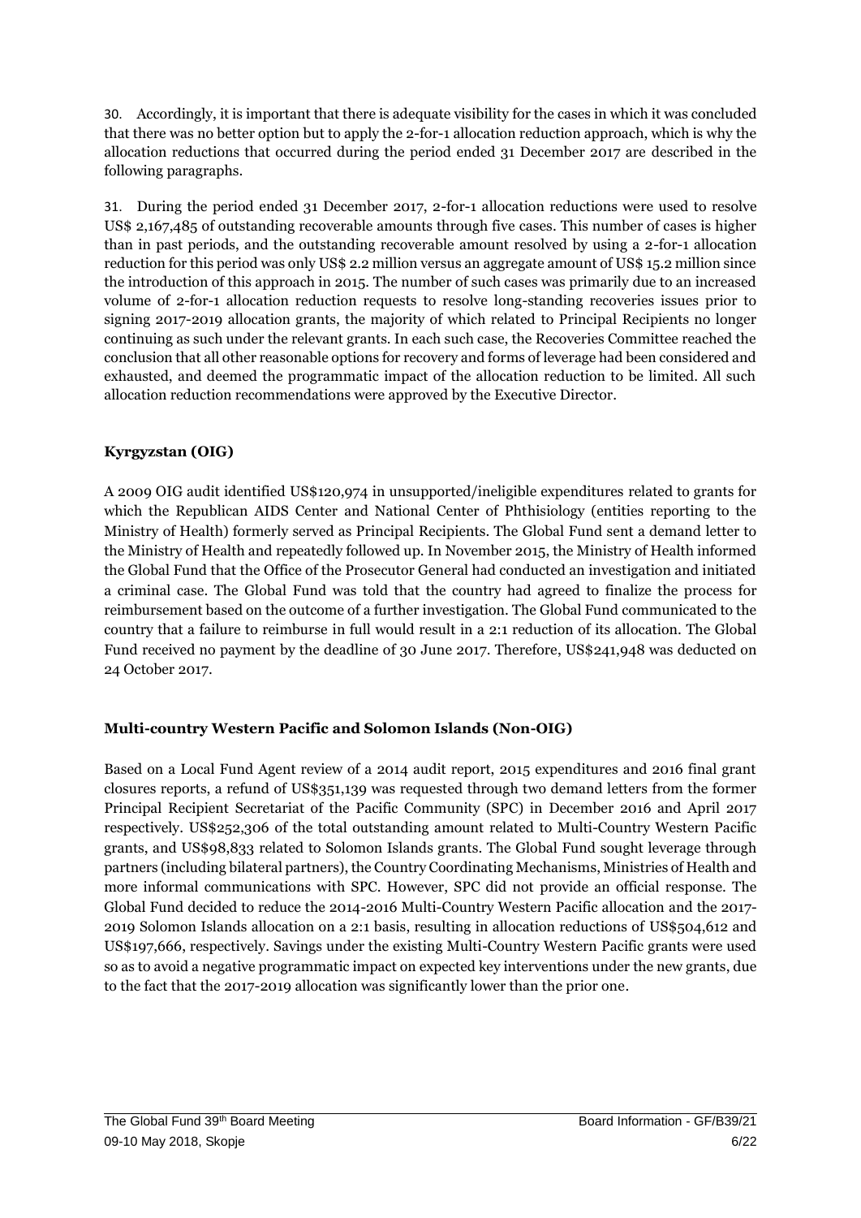30. Accordingly, it is important that there is adequate visibility for the cases in which it was concluded that there was no better option but to apply the 2-for-1 allocation reduction approach, which is why the allocation reductions that occurred during the period ended 31 December 2017 are described in the following paragraphs.

31. During the period ended 31 December 2017, 2-for-1 allocation reductions were used to resolve US$ 2,167,485 of outstanding recoverable amounts through five cases. This number of cases is higher than in past periods, and the outstanding recoverable amount resolved by using a 2-for-1 allocation reduction for this period was only US$ 2.2 million versus an aggregate amount of US$ 15.2 million since the introduction of this approach in 2015. The number of such cases was primarily due to an increased volume of 2-for-1 allocation reduction requests to resolve long-standing recoveries issues prior to signing 2017-2019 allocation grants, the majority of which related to Principal Recipients no longer continuing as such under the relevant grants. In each such case, the Recoveries Committee reached the conclusion that all other reasonable options for recovery and forms of leverage had been considered and exhausted, and deemed the programmatic impact of the allocation reduction to be limited. All such allocation reduction recommendations were approved by the Executive Director.

**Kyrgyzstan (OIG)**

A 2009 OIG audit identified US$120,974 in unsupported/ineligible expenditures related to grants for which the Republican AIDS Center and National Center of Phthisiology (entities reporting to the Ministry of Health) formerly served as Principal Recipients. The Global Fund sent a demand letter to the Ministry of Health and repeatedly followed up. In November 2015, the Ministry of Health informed the Global Fund that the Office of the Prosecutor General had conducted an investigation and initiated a criminal case. The Global Fund was told that the country had agreed to finalize the process for reimbursement based on the outcome of a further investigation. The Global Fund communicated to the country that a failure to reimburse in full would result in a 2:1 reduction of its allocation. The Global Fund received no payment by the deadline of 30 June 2017. Therefore, US$241,948 was deducted on 24 October 2017.

**Multi-country Western Pacific and Solomon Islands (Non-OIG)**

Based on a Local Fund Agent review of a 2014 audit report, 2015 expenditures and 2016 final grant closures reports, a refund of US$351,139 was requested through two demand letters from the former Principal Recipient Secretariat of the Pacific Community (SPC) in December 2016 and April 2017 respectively. US$252,306 of the total outstanding amount related to Multi-Country Western Pacific grants, and US$98,833 related to Solomon Islands grants. The Global Fund sought leverage through partners (including bilateral partners), the Country Coordinating Mechanisms, Ministries of Health and more informal communications with SPC. However, SPC did not provide an official response. The Global Fund decided to reduce the 2014-2016 Multi-Country Western Pacific allocation and the 2017-2019 Solomon Islands allocation on a 2:1 basis, resulting in allocation reductions of US$504,612 and US$197,666, respectively. Savings under the existing Multi-Country Western Pacific grants were used so as to avoid a negative programmatic impact on expected key interventions under the new grants, due to the fact that the 2017-2019 allocation was significantly lower than the prior one.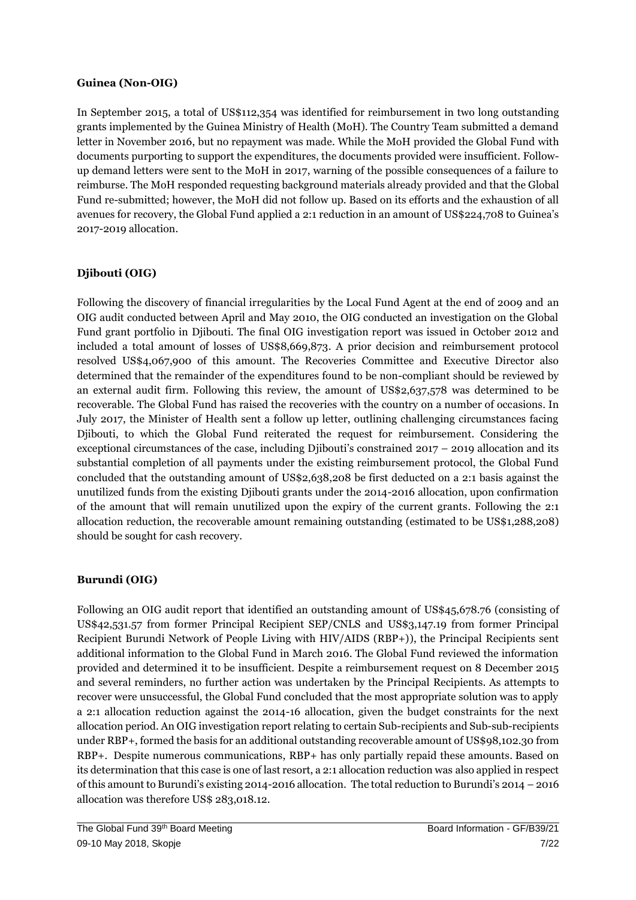**Guinea (Non-OIG)**

In September 2015, a total of US$112,354 was identified for reimbursement in two long outstanding grants implemented by the Guinea Ministry of Health (MoH). The Country Team submitted a demand letter in November 2016, but no repayment was made. While the MoH provided the Global Fund with documents purporting to support the expenditures, the documents provided were insufficient. Follow-up demand letters were sent to the MoH in 2017, warning of the possible consequences of a failure to reimburse. The MoH responded requesting background materials already provided and that the Global Fund re-submitted; however, the MoH did not follow up. Based on its efforts and the exhaustion of all avenues for recovery, the Global Fund applied a 2:1 reduction in an amount of US$224,708 to Guinea's 2017-2019 allocation.

**Djibouti (OIG)**

Following the discovery of financial irregularities by the Local Fund Agent at the end of 2009 and an OIG audit conducted between April and May 2010, the OIG conducted an investigation on the Global Fund grant portfolio in Djibouti. The final OIG investigation report was issued in October 2012 and included a total amount of losses of US$8,669,873. A prior decision and reimbursement protocol resolved US$4,067,900 of this amount. The Recoveries Committee and Executive Director also determined that the remainder of the expenditures found to be non-compliant should be reviewed by an external audit firm. Following this review, the amount of US$2,637,578 was determined to be recoverable. The Global Fund has raised the recoveries with the country on a number of occasions. In July 2017, the Minister of Health sent a follow up letter, outlining challenging circumstances facing Djibouti, to which the Global Fund reiterated the request for reimbursement. Considering the exceptional circumstances of the case, including Djibouti's constrained 2017 – 2019 allocation and its substantial completion of all payments under the existing reimbursement protocol, the Global Fund concluded that the outstanding amount of US$2,638,208 be first deducted on a 2:1 basis against the unutilized funds from the existing Djibouti grants under the 2014-2016 allocation, upon confirmation of the amount that will remain unutilized upon the expiry of the current grants. Following the 2:1 allocation reduction, the recoverable amount remaining outstanding (estimated to be US$1,288,208) should be sought for cash recovery.

**Burundi (OIG)**

Following an OIG audit report that identified an outstanding amount of US$45,678.76 (consisting of US$42,531.57 from former Principal Recipient SEP/CNLS and US$3,147.19 from former Principal Recipient Burundi Network of People Living with HIV/AIDS (RBP+)), the Principal Recipients sent additional information to the Global Fund in March 2016. The Global Fund reviewed the information provided and determined it to be insufficient. Despite a reimbursement request on 8 December 2015 and several reminders, no further action was undertaken by the Principal Recipients. As attempts to recover were unsuccessful, the Global Fund concluded that the most appropriate solution was to apply a 2:1 allocation reduction against the 2014-16 allocation, given the budget constraints for the next allocation period. An OIG investigation report relating to certain Sub-recipients and Sub-sub-recipients under RBP+, formed the basis for an additional outstanding recoverable amount of US$98,102.30 from RBP+. Despite numerous communications, RBP+ has only partially repaid these amounts. Based on its determination that this case is one of last resort, a 2:1 allocation reduction was also applied in respect of this amount to Burundi's existing 2014-2016 allocation. The total reduction to Burundi's 2014 – 2016 allocation was therefore US$ 283,018.12.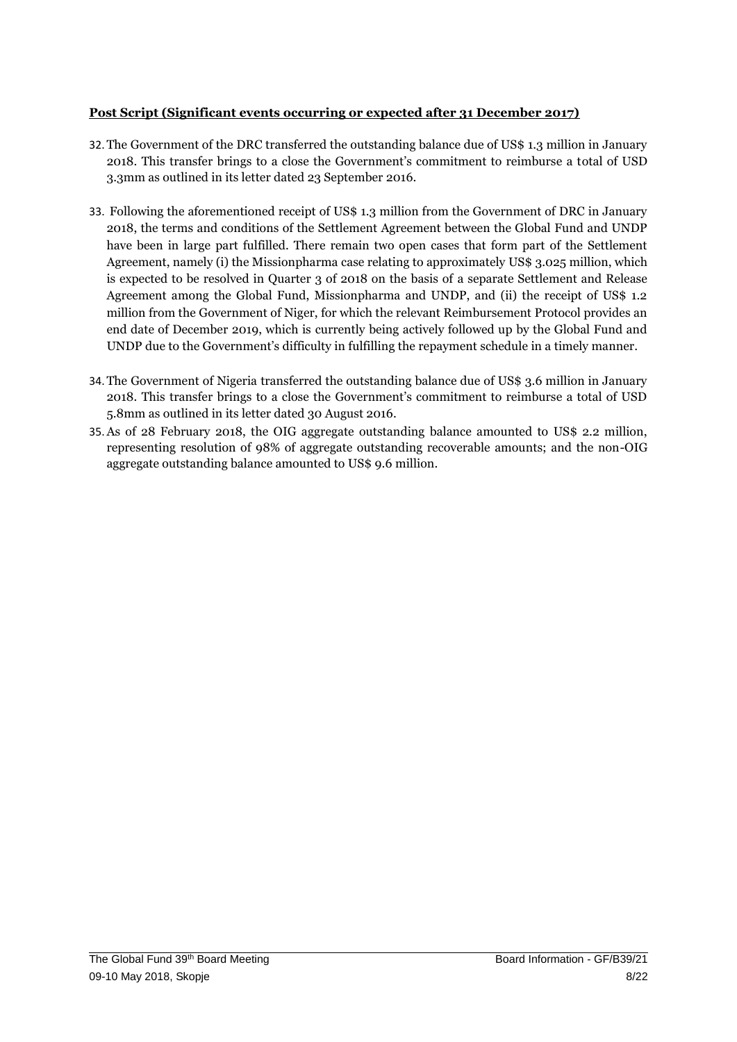**Post Script (Significant events occurring or expected after 31 December 2017)**

32. The Government of the DRC transferred the outstanding balance due of US$ 1.3 million in January 2018. This transfer brings to a close the Government's commitment to reimburse a total of USD 3.3mm as outlined in its letter dated 23 September 2016.

33. Following the aforementioned receipt of US$ 1.3 million from the Government of DRC in January 2018, the terms and conditions of the Settlement Agreement between the Global Fund and UNDP have been in large part fulfilled. There remain two open cases that form part of the Settlement Agreement, namely (i) the Missionpharma case relating to approximately US$ 3.025 million, which is expected to be resolved in Quarter 3 of 2018 on the basis of a separate Settlement and Release Agreement among the Global Fund, Missionpharma and UNDP, and (ii) the receipt of US$ 1.2 million from the Government of Niger, for which the relevant Reimbursement Protocol provides an end date of December 2019, which is currently being actively followed up by the Global Fund and UNDP due to the Government's difficulty in fulfilling the repayment schedule in a timely manner.

34. The Government of Nigeria transferred the outstanding balance due of US$ 3.6 million in January 2018. This transfer brings to a close the Government's commitment to reimburse a total of USD 5.8mm as outlined in its letter dated 30 August 2016.

35. As of 28 February 2018, the OIG aggregate outstanding balance amounted to US$ 2.2 million, representing resolution of 98% of aggregate outstanding recoverable amounts; and the non-OIG aggregate outstanding balance amounted to US$ 9.6 million.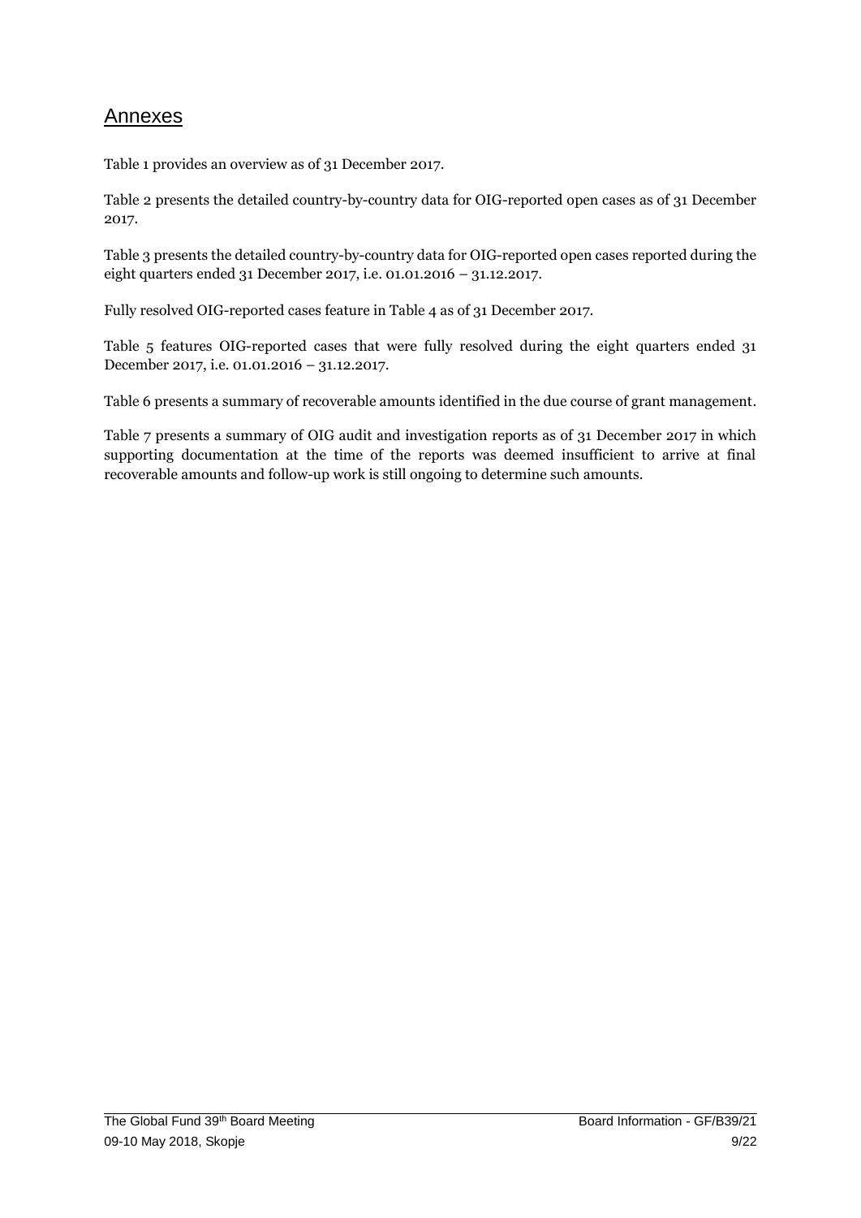## Annexes

Table 1 provides an overview as of 31 December 2017.

Table 2 presents the detailed country-by-country data for OIG-reported open cases as of 31 December 2017.

Table 3 presents the detailed country-by-country data for OIG-reported open cases reported during the eight quarters ended 31 December 2017, i.e. 01.01.2016 – 31.12.2017.

Fully resolved OIG-reported cases feature in Table 4 as of 31 December 2017.

Table 5 features OIG-reported cases that were fully resolved during the eight quarters ended 31 December 2017, i.e. 01.01.2016 – 31.12.2017.

Table 6 presents a summary of recoverable amounts identified in the due course of grant management.

Table 7 presents a summary of OIG audit and investigation reports as of 31 December 2017 in which supporting documentation at the time of the reports was deemed insufficient to arrive at final recoverable amounts and follow-up work is still ongoing to determine such amounts.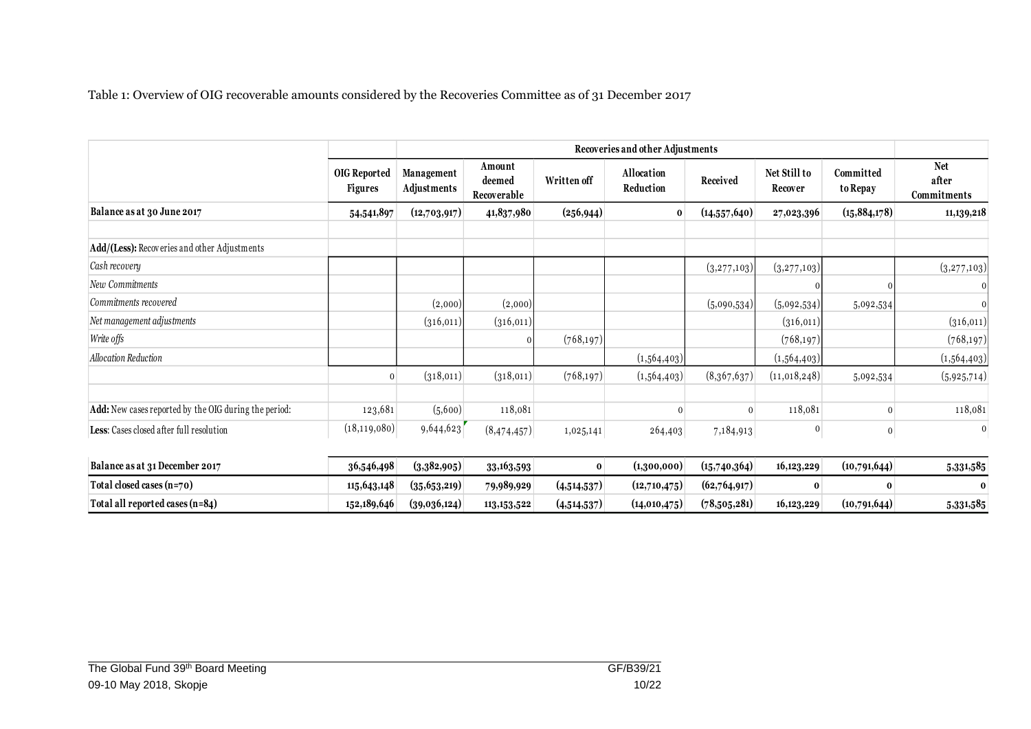Table 1: Overview of OIG recoverable amounts considered by the Recoveries Committee as of 31 December 2017

| | | Recoveries and other Adjustments | | | | | | | |
|---|---|---|---|---|---|---|---|---|---|
| | OIG Reported Figures | Management Adjustments | Amount deemed Recoverable | Written off | Allocation Reduction | Received | Net Still to Recover | Committed to Repay | Net after Commitments |
| **Balance as at 30 June 2017** | **54,541,897** | **(12,703,917)** | **41,837,980** | **(256,944)** | **0** | **(14,557,640)** | **27,023,396** | **(15,884,178)** | **11,139,218** |
| | | | | | | | | | |
| **Add/(Less):** Recoveries and other Adjustments | | | | | | | | | |
| *Cash recovery* | | | | | | (3,277,103) | (3,277,103) | | (3,277,103) |
| *New Commitments* | | | | | | | 0 | 0 | 0 |
| *Commitments recovered* | | (2,000) | (2,000) | | | (5,090,534) | (5,092,534) | 5,092,534 | 0 |
| *Net management adjustments* | | (316,011) | (316,011) | | | | (316,011) | | (316,011) |
| *Write offs* | | | 0 | (768,197) | | | (768,197) | | (768,197) |
| *Allocation Reduction* | | | | | (1,564,403) | | (1,564,403) | | (1,564,403) |
| | 0 | (318,011) | (318,011) | (768,197) | (1,564,403) | (8,367,637) | (11,018,248) | 5,092,534 | (5,925,714) |
| | | | | | | | | | |
| **Add:** New cases reported by the OIG during the period: | 123,681 | (5,600) | 118,081 | | 0 | 0 | 118,081 | 0 | 118,081 |
| **Less**: Cases closed after full resolution | (18,119,080) | 9,644,623 | (8,474,457) | 1,025,141 | 264,403 | 7,184,913 | 0 | 0 | 0 |
| | | | | | | | | | |
| **Balance as at 31 December 2017** | **36,546,498** | **(3,382,905)** | **33,163,593** | **0** | **(1,300,000)** | **(15,740,364)** | **16,123,229** | **(10,791,644)** | **5,331,585** |
| **Total closed cases (n=70)** | **115,643,148** | **(35,653,219)** | **79,989,929** | **(4,514,537)** | **(12,710,475)** | **(62,764,917)** | **0** | **0** | **0** |
| **Total all reported cases (n=84)** | **152,189,646** | **(39,036,124)** | **113,153,522** | **(4,514,537)** | **(14,010,475)** | **(78,505,281)** | **16,123,229** | **(10,791,644)** | **5,331,585** |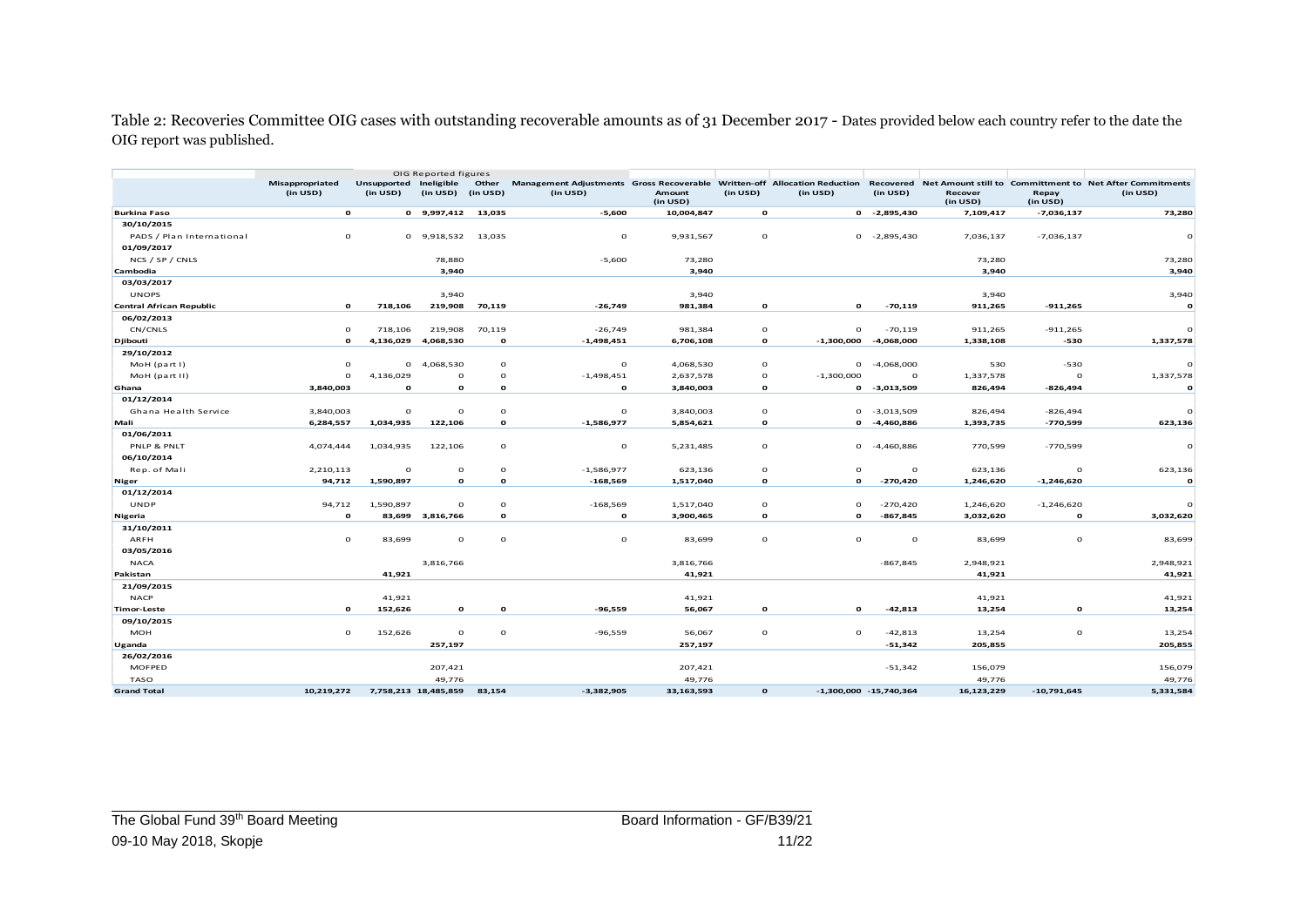Table 2: Recoveries Committee OIG cases with outstanding recoverable amounts as of 31 December 2017 - Dates provided below each country refer to the date the OIG report was published.

| | OIG Reported figures | | | | | | | | | | | |
|---|---|---|---|---|---|---|---|---|---|---|---|---|
| | Misappropriated (in USD) | Unsupported (in USD) | Ineligible (in USD) | Other (in USD) | Management Adjustments (in USD) | Gross Recoverable Amount (in USD) | Written-off (in USD) | Allocation Reduction (in USD) | Recovered (in USD) | Net Amount still to Recover (in USD) | Committment to Repay (in USD) | Net After Commitments (in USD) |
| **Burkina Faso** | **0** | **0** | **9,997,412** | **13,035** | **-5,600** | **10,004,847** | **0** | **0** | **-2,895,430** | **7,109,417** | **-7,036,137** | **73,280** |
| 30/10/2015 | | | | | | | | | | | | |
| PADS / Plan International | 0 | 0 | 9,918,532 | 13,035 | 0 | 9,931,567 | 0 | 0 | -2,895,430 | 7,036,137 | -7,036,137 | 0 |
| 01/09/2017 | | | | | | | | | | | | |
| NCS / SP / CNLS | | | 78,880 | | -5,600 | 73,280 | | | | 73,280 | | 73,280 |
| **Cambodia** | | | **3,940** | | | **3,940** | | | | **3,940** | | **3,940** |
| 03/03/2017 | | | | | | | | | | | | |
| UNOPS | | | 3,940 | | | 3,940 | | | | 3,940 | | 3,940 |
| **Central African Republic** | **0** | **718,106** | **219,908** | **70,119** | **-26,749** | **981,384** | **0** | **0** | **-70,119** | **911,265** | **-911,265** | **0** |
| 06/02/2013 | | | | | | | | | | | | |
| CN/CNLS | 0 | 718,106 | 219,908 | 70,119 | -26,749 | 981,384 | 0 | 0 | -70,119 | 911,265 | -911,265 | 0 |
| **Djibouti** | **0** | **4,136,029** | **4,068,530** | **0** | **-1,498,451** | **6,706,108** | **0** | **-1,300,000** | **-4,068,000** | **1,338,108** | **-530** | **1,337,578** |
| 29/10/2012 | | | | | | | | | | | | |
| MoH (part I) | 0 | 0 | 4,068,530 | 0 | 0 | 4,068,530 | 0 | 0 | -4,068,000 | 530 | -530 | 0 |
| MoH (part II) | 0 | 4,136,029 | 0 | 0 | -1,498,451 | 2,637,578 | 0 | -1,300,000 | 0 | 1,337,578 | 0 | 1,337,578 |
| **Ghana** | **3,840,003** | **0** | **0** | **0** | **0** | **3,840,003** | **0** | **0** | **-3,013,509** | **826,494** | **-826,494** | **0** |
| 01/12/2014 | | | | | | | | | | | | |
| Ghana Health Service | 3,840,003 | 0 | 0 | 0 | 0 | 3,840,003 | 0 | 0 | -3,013,509 | 826,494 | -826,494 | 0 |
| **Mali** | **6,284,557** | **1,034,935** | **122,106** | **0** | **-1,586,977** | **5,854,621** | **0** | **0** | **-4,460,886** | **1,393,735** | **-770,599** | **623,136** |
| 01/06/2011 | | | | | | | | | | | | |
| PNLP & PNLT | 4,074,444 | 1,034,935 | 122,106 | 0 | 0 | 5,231,485 | 0 | 0 | -4,460,886 | 770,599 | -770,599 | 0 |
| 06/10/2014 | | | | | | | | | | | | |
| Rep. of Mali | 2,210,113 | 0 | 0 | 0 | -1,586,977 | 623,136 | 0 | 0 | 0 | 623,136 | 0 | 623,136 |
| **Niger** | **94,712** | **1,590,897** | **0** | **0** | **-168,569** | **1,517,040** | **0** | **0** | **-270,420** | **1,246,620** | **-1,246,620** | **0** |
| 01/12/2014 | | | | | | | | | | | | |
| UNDP | 94,712 | 1,590,897 | 0 | 0 | -168,569 | 1,517,040 | 0 | 0 | -270,420 | 1,246,620 | -1,246,620 | 0 |
| **Nigeria** | **0** | **83,699** | **3,816,766** | **0** | **0** | **3,900,465** | **0** | **0** | **-867,845** | **3,032,620** | **0** | **3,032,620** |
| 31/10/2011 | | | | | | | | | | | | |
| ARFH | 0 | 83,699 | 0 | 0 | 0 | 83,699 | 0 | 0 | 0 | 83,699 | 0 | 83,699 |
| 03/05/2016 | | | | | | | | | | | | |
| NACA | | | 3,816,766 | | | 3,816,766 | | | -867,845 | 2,948,921 | | 2,948,921 |
| **Pakistan** | | **41,921** | | | | **41,921** | | | | **41,921** | | **41,921** |
| 21/09/2015 | | | | | | | | | | | | |
| NACP | | 41,921 | | | | 41,921 | | | | 41,921 | | 41,921 |
| **Timor-Leste** | **0** | **152,626** | **0** | **0** | **-96,559** | **56,067** | **0** | **0** | **-42,813** | **13,254** | **0** | **13,254** |
| 09/10/2015 | | | | | | | | | | | | |
| MOH | 0 | 152,626 | 0 | 0 | -96,559 | 56,067 | 0 | 0 | -42,813 | 13,254 | 0 | 13,254 |
| **Uganda** | | | **257,197** | | | **257,197** | | | **-51,342** | **205,855** | | **205,855** |
| 26/02/2016 | | | | | | | | | | | | |
| MOFPED | | | 207,421 | | | 207,421 | | | -51,342 | 156,079 | | 156,079 |
| TASO | | | 49,776 | | | 49,776 | | | | 49,776 | | 49,776 |
| **Grand Total** | **10,219,272** | **7,758,213** | **18,485,859** | **83,154** | **-3,382,905** | **33,163,593** | **0** | **-1,300,000** | **-15,740,364** | **16,123,229** | **-10,791,645** | **5,331,584** |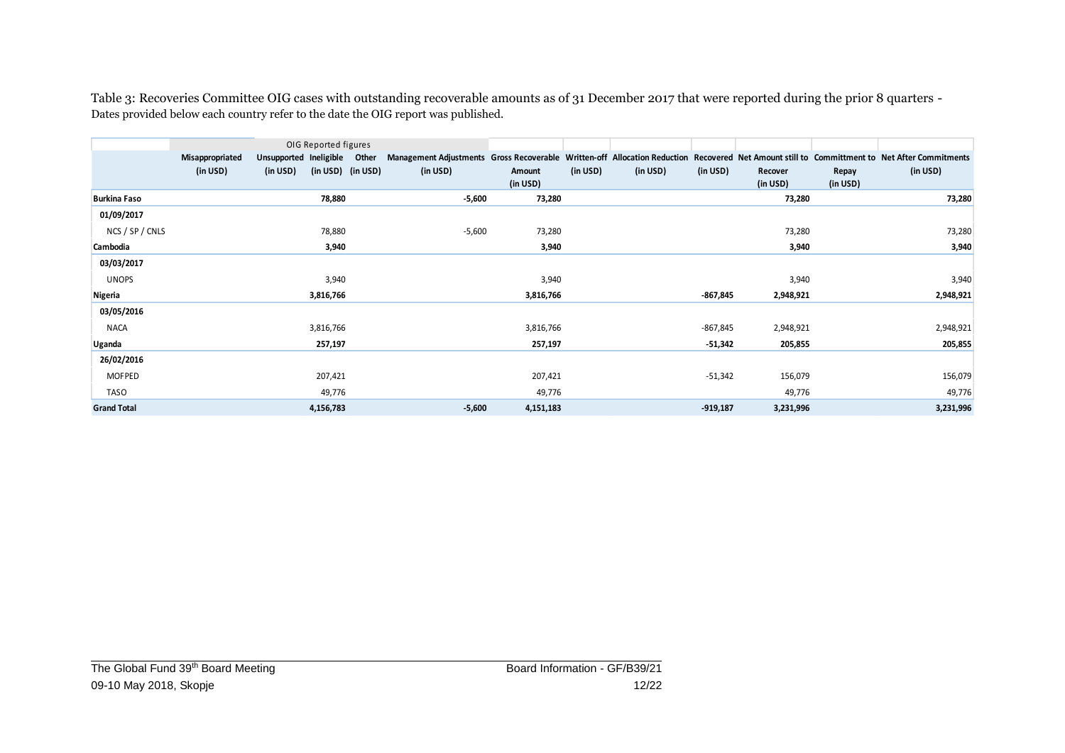Table 3: Recoveries Committee OIG cases with outstanding recoverable amounts as of 31 December 2017 that were reported during the prior 8 quarters - Dates provided below each country refer to the date the OIG report was published.

| | OIG Reported figures | | | | | | | | | | | |
|---|---|---|---|---|---|---|---|---|---|---|---|---|
| | Misappropriated (in USD) | Unsupported (in USD) | Ineligible (in USD) | Other (in USD) | Management Adjustments (in USD) | Gross Recoverable Amount (in USD) | Written-off (in USD) | Allocation Reduction (in USD) | Recovered (in USD) | Net Amount still to Recover (in USD) | Committment to Repay (in USD) | Net After Commitments (in USD) |
| **Burkina Faso** | | | **78,880** | | **-5,600** | **73,280** | | | | **73,280** | | **73,280** |
| **01/09/2017** | | | | | | | | | | | | |
| NCS / SP / CNLS | | | 78,880 | | -5,600 | 73,280 | | | | 73,280 | | 73,280 |
| **Cambodia** | | | **3,940** | | | **3,940** | | | | **3,940** | | **3,940** |
| **03/03/2017** | | | | | | | | | | | | |
| UNOPS | | | 3,940 | | | 3,940 | | | | 3,940 | | 3,940 |
| **Nigeria** | | | **3,816,766** | | | **3,816,766** | | | **-867,845** | **2,948,921** | | **2,948,921** |
| **03/05/2016** | | | | | | | | | | | | |
| NACA | | | 3,816,766 | | | 3,816,766 | | | -867,845 | 2,948,921 | | 2,948,921 |
| **Uganda** | | | **257,197** | | | **257,197** | | | **-51,342** | **205,855** | | **205,855** |
| **26/02/2016** | | | | | | | | | | | | |
| MOFPED | | | 207,421 | | | 207,421 | | | -51,342 | 156,079 | | 156,079 |
| TASO | | | 49,776 | | | 49,776 | | | | 49,776 | | 49,776 |
| **Grand Total** | | | **4,156,783** | | **-5,600** | **4,151,183** | | | **-919,187** | **3,231,996** | | **3,231,996** |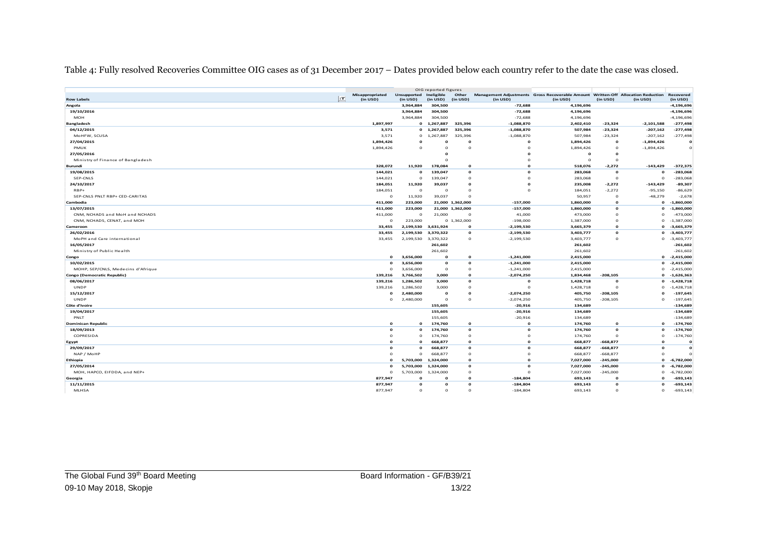Table 4: Fully resolved Recoveries Committee OIG cases as of 31 December 2017 – Dates provided below each country refer to the date the case was closed.

| | | OIG reported figures | | | | | | | |
|---|---|---|---|---|---|---|---|---|---|
| Row Labels | Misappropriated (in USD) | Unsupported (in USD) | Ineligible (in USD) | Other (in USD) | Management Adjustments (in USD) | Gross Recoverable Amount (in USD) | Written-Off (in USD) | Allocation Reduction (in USD) | Recovered (in USD) |
| **Angola** | | **3,964,884** | **304,500** | | **-72,688** | **4,196,696** | | | **-4,196,696** |
| **19/10/2016** | | **3,964,884** | **304,500** | | **-72,688** | **4,196,696** | | | **-4,196,696** |
| MOH | | 3,964,884 | 304,500 | | -72,688 | 4,196,696 | | | -4,196,696 |
| **Bangladesh** | **1,897,997** | **0** | **1,267,887** | **325,396** | **-1,088,870** | **2,402,410** | **-23,324** | **-2,101,588** | **-277,498** |
| **04/12/2015** | **3,571** | **0** | **1,267,887** | **325,396** | **-1,088,870** | **507,984** | **-23,324** | **-207,162** | **-277,498** |
| MoHFW, SCUSA | 3,571 | 0 | 1,267,887 | 325,396 | -1,088,870 | 507,984 | -23,324 | -207,162 | -277,498 |
| **27/04/2015** | **1,894,426** | **0** | **0** | **0** | **0** | **1,894,426** | **0** | **-1,894,426** | **0** |
| PMUK | 1,894,426 | 0 | 0 | 0 | 0 | 1,894,426 | 0 | -1,894,426 | 0 |
| **27/05/2016** | | | **0** | | **0** | **0** | **0** | | |
| Ministry of Finance of Bangladesh | | | 0 | | 0 | 0 | 0 | | |
| **Burundi** | **328,072** | **11,920** | **178,084** | **0** | **0** | **518,076** | **-2,272** | **-143,429** | **-372,375** |
| **19/08/2015** | **144,021** | **0** | **139,047** | **0** | **0** | **283,068** | **0** | **0** | **-283,068** |
| SEP-CNLS | 144,021 | 0 | 139,047 | 0 | 0 | 283,068 | 0 | 0 | -283,068 |
| **24/10/2017** | **184,051** | **11,920** | **39,037** | **0** | **0** | **235,008** | **-2,272** | **-143,429** | **-89,307** |
| RBP+ | 184,051 | 0 | 0 | 0 | 0 | 184,051 | -2,272 | -95,150 | -86,629 |
| SEP-CNLS PNLT RBP+ CED-CARITAS | 0 | 11,920 | 39,037 | 0 | | 50,957 | 0 | -48,279 | -2,678 |
| **Cambodia** | **411,000** | **223,000** | **21,000** | **1,362,000** | **-157,000** | **1,860,000** | **0** | **0** | **-1,860,000** |
| **13/07/2015** | **411,000** | **223,000** | **21,000** | **1,362,000** | **-157,000** | **1,860,000** | **0** | **0** | **-1,860,000** |
| CNM, NCHADS and MoH and NCHADS | 411,000 | 0 | 21,000 | 0 | 41,000 | 473,000 | 0 | 0 | -473,000 |
| CNM, NCHADS, CENAT, and MOH | 0 | 223,000 | 0 | 1,362,000 | -198,000 | 1,387,000 | 0 | 0 | -1,387,000 |
| **Cameroon** | **33,455** | **2,199,530** | **3,631,924** | **0** | **-2,199,530** | **3,665,379** | **0** | **0** | **-3,665,379** |
| **26/02/2016** | **33,455** | **2,199,530** | **3,370,322** | **0** | **-2,199,530** | **3,403,777** | **0** | **0** | **-3,403,777** |
| MoPH and Care international | 33,455 | 2,199,530 | 3,370,322 | 0 | -2,199,530 | 3,403,777 | 0 | 0 | -3,403,777 |
| **16/05/2017** | | | **261,602** | | | **261,602** | | | **-261,602** |
| Ministry of Public Health | | | 261,602 | | | 261,602 | | | -261,602 |
| **Congo** | **0** | **3,656,000** | **0** | **0** | **-1,241,000** | **2,415,000** | | **0** | **-2,415,000** |
| **10/02/2015** | **0** | **3,656,000** | **0** | **0** | **-1,241,000** | **2,415,000** | | **0** | **-2,415,000** |
| MOHP, SEP/CNLS, Medecins d'Afrique | 0 | 3,656,000 | 0 | 0 | -1,241,000 | 2,415,000 | | 0 | -2,415,000 |
| **Congo (Democratic Republic)** | **139,216** | **3,766,502** | **3,000** | **0** | **-2,074,250** | **1,834,468** | **-208,105** | **0** | **-1,626,363** |
| **08/06/2017** | **139,216** | **1,286,502** | **3,000** | **0** | **0** | **1,428,718** | **0** | **0** | **-1,428,718** |
| UNDP | 139,216 | 1,286,502 | 3,000 | 0 | 0 | 1,428,718 | 0 | 0 | -1,428,718 |
| **15/12/2017** | **0** | **2,480,000** | **0** | **0** | **-2,074,250** | **405,750** | **-208,105** | **0** | **-197,645** |
| UNDP | 0 | 2,480,000 | 0 | 0 | -2,074,250 | 405,750 | -208,105 | 0 | -197,645 |
| **Côte d'Ivoire** | | | **155,605** | | **-20,916** | **134,689** | | | **-134,689** |
| **19/04/2017** | | | **155,605** | | **-20,916** | **134,689** | | | **-134,689** |
| PNLT | | | 155,605 | | -20,916 | 134,689 | | | -134,689 |
| **Dominican Republic** | **0** | **0** | **174,760** | **0** | **0** | **174,760** | **0** | **0** | **-174,760** |
| **18/09/2013** | **0** | **0** | **174,760** | **0** | **0** | **174,760** | **0** | **0** | **-174,760** |
| COPRESIDA | 0 | 0 | 174,760 | 0 | 0 | 174,760 | 0 | 0 | -174,760 |
| **Egypt** | **0** | **0** | **668,877** | **0** | **0** | **668,877** | **-668,877** | **0** | **0** |
| **29/09/2017** | **0** | **0** | **668,877** | **0** | **0** | **668,877** | **-668,877** | **0** | **0** |
| NAP / MoHP | 0 | 0 | 668,877 | 0 | 0 | 668,877 | -668,877 | 0 | 0 |
| **Ethiopia** | **0** | **5,703,000** | **1,324,000** | **0** | **0** | **7,027,000** | **-245,000** | **0** | **-6,782,000** |
| **27/05/2014** | **0** | **5,703,000** | **1,324,000** | **0** | **0** | **7,027,000** | **-245,000** | **0** | **-6,782,000** |
| MOH, HAPCO, EIFDDA, and NEP+ | 0 | 5,703,000 | 1,324,000 | 0 | 0 | 7,027,000 | -245,000 | 0 | -6,782,000 |
| **Georgia** | **877,947** | **0** | **0** | **0** | **-184,804** | **693,143** | **0** | **0** | **-693,143** |
| **11/11/2015** | **877,947** | **0** | **0** | **0** | **-184,804** | **693,143** | **0** | **0** | **-693,143** |
| MLHSA | 877,947 | 0 | 0 | 0 | -184,804 | 693,143 | 0 | 0 | -693,143 |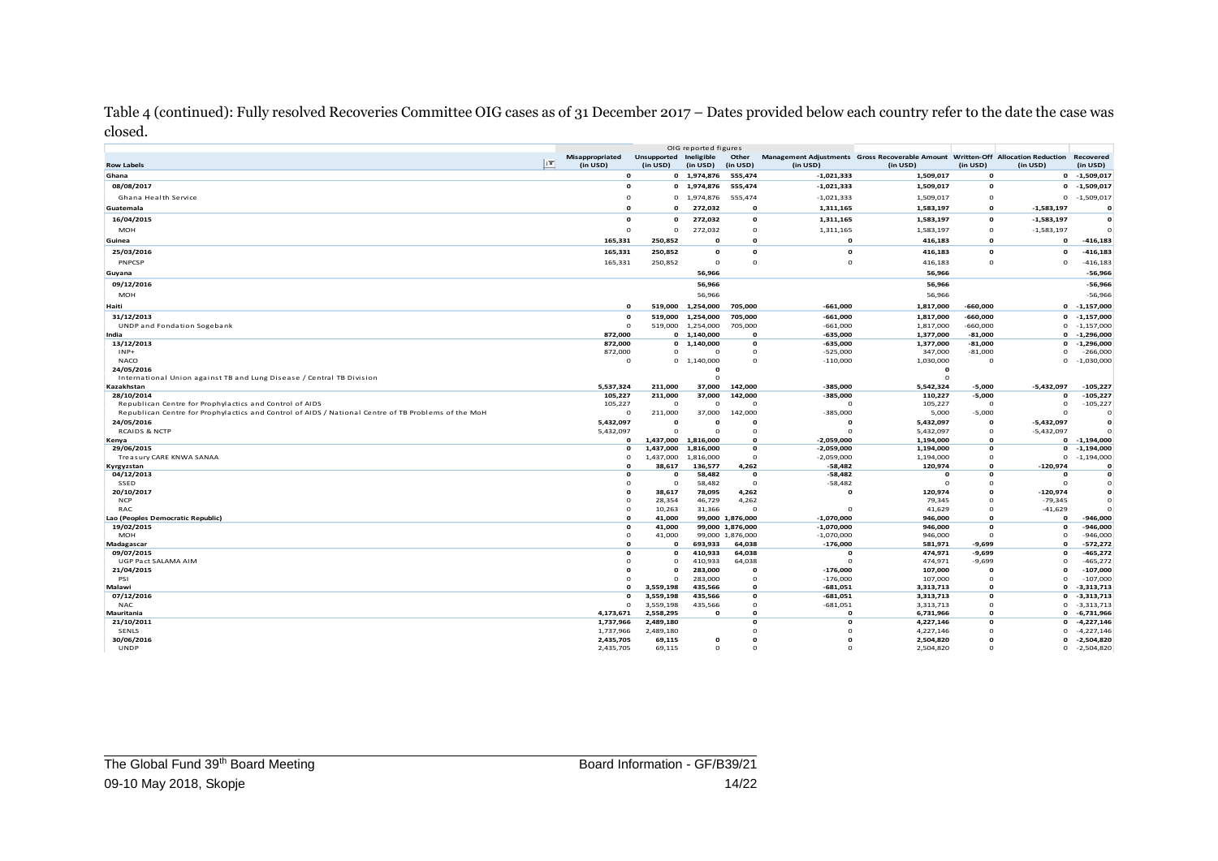Table 4 (continued): Fully resolved Recoveries Committee OIG cases as of 31 December 2017 – Dates provided below each country refer to the date the case was closed.

| | OIG reported figures | | | | | | | | |
|---|---|---|---|---|---|---|---|---|---|
| **Row Labels** | **Misappropriated (in USD)** | **Unsupported (in USD)** | **Ineligible (in USD)** | **Other (in USD)** | **Management Adjustments (in USD)** | **Gross Recoverable Amount (in USD)** | **Written-Off (in USD)** | **Allocation Reduction (in USD)** | **Recovered (in USD)** |
| **Ghana** | **0** | **0** | **1,974,876** | **555,474** | **-1,021,333** | **1,509,017** | **0** | **0** | **-1,509,017** |
| **08/08/2017** | **0** | **0** | **1,974,876** | **555,474** | **-1,021,333** | **1,509,017** | **0** | **0** | **-1,509,017** |
| Ghana Health Service | 0 | 0 | 1,974,876 | 555,474 | -1,021,333 | 1,509,017 | 0 | 0 | -1,509,017 |
| **Guatemala** | **0** | **0** | **272,032** | **0** | **1,311,165** | **1,583,197** | **0** | **-1,583,197** | **0** |
| **16/04/2015** | **0** | **0** | **272,032** | **0** | **1,311,165** | **1,583,197** | **0** | **-1,583,197** | **0** |
| MOH | 0 | 0 | 272,032 | 0 | 1,311,165 | 1,583,197 | 0 | -1,583,197 | 0 |
| **Guinea** | **165,331** | **250,852** | **0** | **0** | **0** | **416,183** | **0** | **0** | **-416,183** |
| **25/03/2016** | **165,331** | **250,852** | **0** | **0** | **0** | **416,183** | **0** | **0** | **-416,183** |
| PNPCSP | 165,331 | 250,852 | 0 | 0 | 0 | 416,183 | 0 | 0 | -416,183 |
| **Guyana** | | | **56,966** | | | **56,966** | | | **-56,966** |
| **09/12/2016** | | | **56,966** | | | **56,966** | | | **-56,966** |
| MOH | | | 56,966 | | | 56,966 | | | -56,966 |
| **Haiti** | **0** | **519,000** | **1,254,000** | **705,000** | **-661,000** | **1,817,000** | **-660,000** | **0** | **-1,157,000** |
| **31/12/2013** | **0** | **519,000** | **1,254,000** | **705,000** | **-661,000** | **1,817,000** | **-660,000** | **0** | **-1,157,000** |
| UNDP and Fondation Sogebank | 0 | 519,000 | 1,254,000 | 705,000 | -661,000 | 1,817,000 | -660,000 | 0 | -1,157,000 |
| **India** | **872,000** | **0** | **1,140,000** | **0** | **-635,000** | **1,377,000** | **-81,000** | **0** | **-1,296,000** |
| **13/12/2013** | **872,000** | **0** | **1,140,000** | **0** | **-635,000** | **1,377,000** | **-81,000** | **0** | **-1,296,000** |
| INP+ | 872,000 | 0 | 0 | 0 | -525,000 | 347,000 | -81,000 | 0 | -266,000 |
| NACO | 0 | 0 | 1,140,000 | 0 | -110,000 | 1,030,000 | 0 | 0 | -1,030,000 |
| **24/05/2016** | | | **0** | | | **0** | | | |
| International Union against TB and Lung Disease / Central TB Division | | | 0 | | | 0 | | | |
| **Kazakhstan** | **5,537,324** | **211,000** | **37,000** | **142,000** | **-385,000** | **5,542,324** | **-5,000** | **-5,432,097** | **-105,227** |
| **28/10/2014** | **105,227** | **211,000** | **37,000** | **142,000** | **-385,000** | **110,227** | **-5,000** | **0** | **-105,227** |
| Republican Centre for Prophylactics and Control of AIDS | 105,227 | 0 | 0 | 0 | 0 | 105,227 | 0 | 0 | -105,227 |
| Republican Centre for Prophylactics and Control of AIDS / National Centre of TB Problems of the MoH | 0 | 211,000 | 37,000 | 142,000 | -385,000 | 5,000 | -5,000 | 0 | 0 |
| **24/05/2016** | **5,432,097** | **0** | **0** | **0** | **0** | **5,432,097** | **0** | **-5,432,097** | **0** |
| RCAIDS & NCTP | 5,432,097 | 0 | 0 | 0 | 0 | 5,432,097 | 0 | -5,432,097 | 0 |
| **Kenya** | **0** | **1,437,000** | **1,816,000** | **0** | **-2,059,000** | **1,194,000** | **0** | **0** | **-1,194,000** |
| **29/06/2015** | **0** | **1,437,000** | **1,816,000** | **0** | **-2,059,000** | **1,194,000** | **0** | **0** | **-1,194,000** |
| Treasury CARE KNWA SANAA | 0 | 1,437,000 | 1,816,000 | 0 | -2,059,000 | 1,194,000 | 0 | 0 | -1,194,000 |
| **Kyrgyzstan** | **0** | **38,617** | **136,577** | **4,262** | **-58,482** | **120,974** | **0** | **-120,974** | **0** |
| **04/12/2013** | **0** | **0** | **58,482** | **0** | **-58,482** | **0** | **0** | **0** | **0** |
| SSED | 0 | 0 | 58,482 | 0 | -58,482 | 0 | 0 | 0 | 0 |
| **20/10/2017** | **0** | **38,617** | **78,095** | **4,262** | **0** | **120,974** | **0** | **-120,974** | **0** |
| NCP | 0 | 28,354 | 46,729 | 4,262 | | 79,345 | 0 | -79,345 | 0 |
| RAC | 0 | 10,263 | 31,366 | 0 | 0 | 41,629 | 0 | -41,629 | 0 |
| **Lao (Peoples Democratic Republic)** | **0** | **41,000** | **99,000** | **1,876,000** | **-1,070,000** | **946,000** | **0** | **0** | **-946,000** |
| **19/02/2015** | **0** | **41,000** | **99,000** | **1,876,000** | **-1,070,000** | **946,000** | **0** | **0** | **-946,000** |
| MOH | 0 | 41,000 | 99,000 | 1,876,000 | -1,070,000 | 946,000 | 0 | 0 | -946,000 |
| **Madagascar** | **0** | **0** | **693,933** | **64,038** | **-176,000** | **581,971** | **-9,699** | **0** | **-572,272** |
| **09/07/2015** | **0** | **0** | **410,933** | **64,038** | **0** | **474,971** | **-9,699** | **0** | **-465,272** |
| UGP Pact SALAMA AIM | 0 | 0 | 410,933 | 64,038 | 0 | 474,971 | -9,699 | 0 | -465,272 |
| **21/04/2015** | **0** | **0** | **283,000** | **0** | **-176,000** | **107,000** | **0** | **0** | **-107,000** |
| PSI | 0 | 0 | 283,000 | 0 | -176,000 | 107,000 | 0 | 0 | -107,000 |
| **Malawi** | **0** | **3,559,198** | **435,566** | **0** | **-681,051** | **3,313,713** | **0** | **0** | **-3,313,713** |
| **07/12/2016** | **0** | **3,559,198** | **435,566** | **0** | **-681,051** | **3,313,713** | **0** | **0** | **-3,313,713** |
| NAC | 0 | 3,559,198 | 435,566 | 0 | -681,051 | 3,313,713 | 0 | 0 | -3,313,713 |
| **Mauritania** | **4,173,671** | **2,558,295** | **0** | **0** | **0** | **6,731,966** | **0** | **0** | **-6,731,966** |
| **21/10/2011** | **1,737,966** | **2,489,180** | | **0** | **0** | **4,227,146** | **0** | **0** | **-4,227,146** |
| SENLS | 1,737,966 | 2,489,180 | | 0 | 0 | 4,227,146 | 0 | 0 | -4,227,146 |
| **30/06/2016** | **2,435,705** | **69,115** | **0** | **0** | **0** | **2,504,820** | **0** | **0** | **-2,504,820** |
| UNDP | 2,435,705 | 69,115 | 0 | 0 | 0 | 2,504,820 | 0 | 0 | -2,504,820 |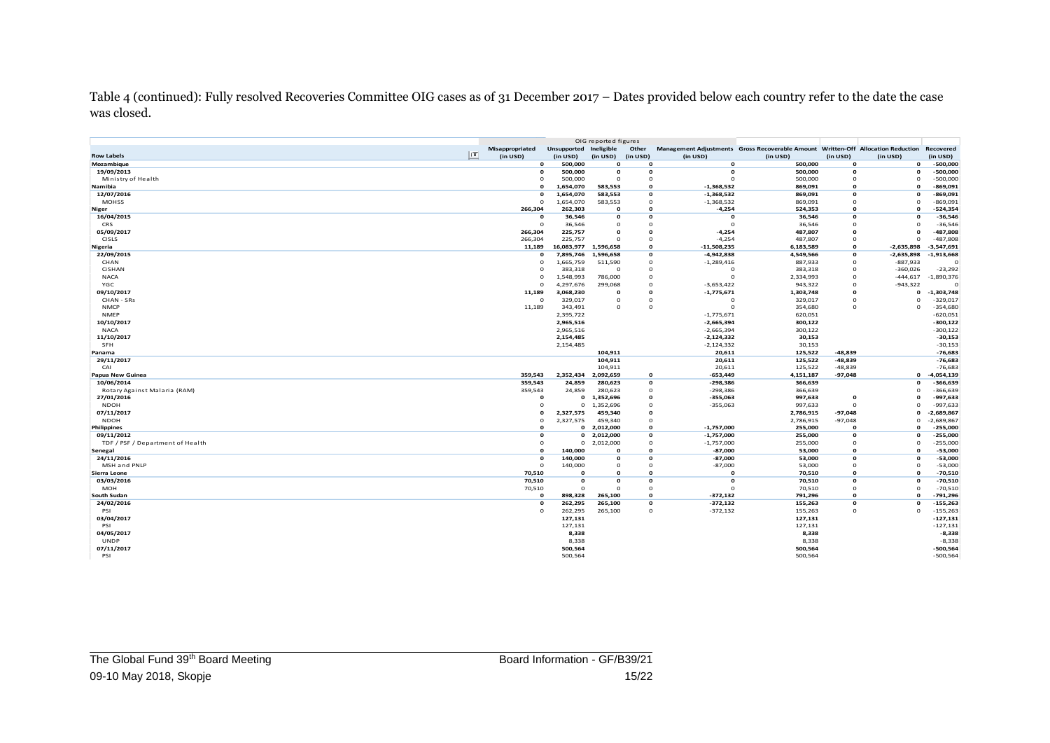Table 4 (continued): Fully resolved Recoveries Committee OIG cases as of 31 December 2017 – Dates provided below each country refer to the date the case was closed.

| | OIG reported figures | | | | | | | | |
|---|---|---|---|---|---|---|---|---|---|
| **Row Labels** | **Misappropriated (in USD)** | **Unsupported (in USD)** | **Ineligible (in USD)** | **Other (in USD)** | **Management Adjustments (in USD)** | **Gross Recoverable Amount (in USD)** | **Written-Off (in USD)** | **Allocation Reduction (in USD)** | **Recovered (in USD)** |
| **Mozambique** | **0** | **500,000** | **0** | **0** | **0** | **500,000** | **0** | **0** | **-500,000** |
| **19/09/2013** | **0** | **500,000** | **0** | **0** | **0** | **500,000** | **0** | **0** | **-500,000** |
| Ministry of Health | 0 | 500,000 | 0 | 0 | 0 | 500,000 | 0 | 0 | -500,000 |
| **Namibia** | **0** | **1,654,070** | **583,553** | **0** | **-1,368,532** | **869,091** | **0** | **0** | **-869,091** |
| **12/07/2016** | **0** | **1,654,070** | **583,553** | **0** | **-1,368,532** | **869,091** | **0** | **0** | **-869,091** |
| MOHSS | 0 | 1,654,070 | 583,553 | 0 | -1,368,532 | 869,091 | 0 | 0 | -869,091 |
| **Niger** | **266,304** | **262,303** | **0** | **0** | **-4,254** | **524,353** | **0** | **0** | **-524,354** |
| **16/04/2015** | **0** | **36,546** | **0** | **0** | **0** | **36,546** | **0** | **0** | **-36,546** |
| CRS | 0 | 36,546 | 0 | 0 | 0 | 36,546 | 0 | 0 | -36,546 |
| **05/09/2017** | **266,304** | **225,757** | **0** | **0** | **-4,254** | **487,807** | **0** | **0** | **-487,808** |
| CISLS | 266,304 | 225,757 | 0 | 0 | -4,254 | 487,807 | 0 | 0 | -487,808 |
| **Nigeria** | **11,189** | **16,083,977** | **1,596,658** | **0** | **-11,508,235** | **6,183,589** | **0** | **-2,635,898** | **-3,547,691** |
| **22/09/2015** | **0** | **7,895,746** | **1,596,658** | **0** | **-4,942,838** | **4,549,566** | **0** | **-2,635,898** | **-1,913,668** |
| CHAN | 0 | 1,665,759 | 511,590 | 0 | -1,289,416 | 887,933 | 0 | -887,933 | 0 |
| CiSHAN | 0 | 383,318 | 0 | 0 | 0 | 383,318 | 0 | -360,026 | -23,292 |
| NACA | 0 | 1,548,993 | 786,000 | 0 | 0 | 2,334,993 | 0 | -444,617 | -1,890,376 |
| YGC | 0 | 4,297,676 | 299,068 | 0 | -3,653,422 | 943,322 | 0 | -943,322 | 0 |
| **09/10/2017** | **11,189** | **3,068,230** | **0** | **0** | **-1,775,671** | **1,303,748** | **0** | **0** | **-1,303,748** |
| CHAN - SRs | 0 | 329,017 | 0 | 0 | 0 | 329,017 | 0 | 0 | -329,017 |
| NMCP | 11,189 | 343,491 | 0 | 0 | 0 | 354,680 | 0 | 0 | -354,680 |
| NMEP | | 2,395,722 | | | -1,775,671 | 620,051 | | | -620,051 |
| **10/10/2017** | | **2,965,516** | | | **-2,665,394** | **300,122** | | | **-300,122** |
| NACA | | 2,965,516 | | | -2,665,394 | 300,122 | | | -300,122 |
| **11/10/2017** | | **2,154,485** | | | **-2,124,332** | **30,153** | | | **-30,153** |
| SFH | | 2,154,485 | | | -2,124,332 | 30,153 | | | -30,153 |
| **Panama** | | | **104,911** | | **20,611** | **125,522** | **-48,839** | | **-76,683** |
| **29/11/2017** | | | **104,911** | | **20,611** | **125,522** | **-48,839** | | **-76,683** |
| CAI | | | 104,911 | | 20,611 | 125,522 | -48,839 | | -76,683 |
| **Papua New Guinea** | **359,543** | **2,352,434** | **2,092,659** | **0** | **-653,449** | **4,151,187** | **-97,048** | **0** | **-4,054,139** |
| **10/06/2014** | **359,543** | **24,859** | **280,623** | **0** | **-298,386** | **366,639** | | **0** | **-366,639** |
| Rotary Against Malaria (RAM) | 359,543 | 24,859 | 280,623 | 0 | -298,386 | 366,639 | | 0 | -366,639 |
| **27/01/2016** | **0** | **0** | **1,352,696** | **0** | **-355,063** | **997,633** | **0** | **0** | **-997,633** |
| NDOH | 0 | 0 | 1,352,696 | 0 | -355,063 | 997,633 | 0 | 0 | -997,633 |
| **07/11/2017** | **0** | **2,327,575** | **459,340** | **0** | | **2,786,915** | **-97,048** | **0** | **-2,689,867** |
| NDOH | 0 | 2,327,575 | 459,340 | 0 | | 2,786,915 | -97,048 | 0 | -2,689,867 |
| **Philippines** | **0** | **0** | **2,012,000** | **0** | **-1,757,000** | **255,000** | **0** | **0** | **-255,000** |
| **09/11/2012** | **0** | **0** | **2,012,000** | **0** | **-1,757,000** | **255,000** | **0** | **0** | **-255,000** |
| TDF / PSF / Department of Health | 0 | 0 | 2,012,000 | 0 | -1,757,000 | 255,000 | 0 | 0 | -255,000 |
| **Senegal** | **0** | **140,000** | **0** | **0** | **-87,000** | **53,000** | **0** | **0** | **-53,000** |
| **24/11/2016** | **0** | **140,000** | **0** | **0** | **-87,000** | **53,000** | **0** | **0** | **-53,000** |
| MSH and PNLP | 0 | 140,000 | 0 | 0 | -87,000 | 53,000 | 0 | 0 | -53,000 |
| **Sierra Leone** | **70,510** | **0** | **0** | **0** | **0** | **70,510** | **0** | **0** | **-70,510** |
| **03/03/2016** | **70,510** | **0** | **0** | **0** | **0** | **70,510** | **0** | **0** | **-70,510** |
| MOH | 70,510 | 0 | 0 | 0 | 0 | 70,510 | 0 | 0 | -70,510 |
| **South Sudan** | **0** | **898,328** | **265,100** | **0** | **-372,132** | **791,296** | **0** | **0** | **-791,296** |
| **24/02/2016** | **0** | **262,295** | **265,100** | **0** | **-372,132** | **155,263** | **0** | **0** | **-155,263** |
| PSI | 0 | 262,295 | 265,100 | 0 | -372,132 | 155,263 | 0 | 0 | -155,263 |
| **03/04/2017** | | **127,131** | | | | **127,131** | | | **-127,131** |
| PSI | | 127,131 | | | | 127,131 | | | -127,131 |
| **04/05/2017** | | **8,338** | | | | **8,338** | | | **-8,338** |
| UNDP | | 8,338 | | | | 8,338 | | | -8,338 |
| **07/11/2017** | | **500,564** | | | | **500,564** | | | **-500,564** |
| PSI | | 500,564 | | | | 500,564 | | | -500,564 |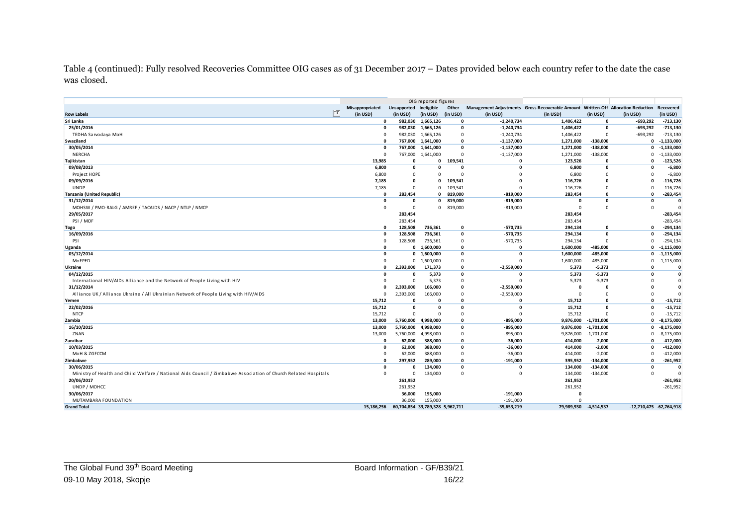Table 4 (continued): Fully resolved Recoveries Committee OIG cases as of 31 December 2017 – Dates provided below each country refer to the date the case was closed.

| | OIG reported figures | | | | | | | | |
|---|---|---|---|---|---|---|---|---|---|
| **Row Labels** | **Misappropriated (in USD)** | **Unsupported (in USD)** | **Ineligible (in USD)** | **Other (in USD)** | **Management Adjustments (in USD)** | **Gross Recoverable Amount (in USD)** | **Written-Off (in USD)** | **Allocation Reduction (in USD)** | **Recovered (in USD)** |
| **Sri Lanka** | **0** | **982,030** | **1,665,126** | **0** | **-1,240,734** | **1,406,422** | **0** | **-693,292** | **-713,130** |
| **25/01/2016** | **0** | **982,030** | **1,665,126** | **0** | **-1,240,734** | **1,406,422** | **0** | **-693,292** | **-713,130** |
| TEDHA Sarvodaya MoH | 0 | 982,030 | 1,665,126 | 0 | -1,240,734 | 1,406,422 | 0 | -693,292 | -713,130 |
| **Swaziland** | **0** | **767,000** | **1,641,000** | **0** | **-1,137,000** | **1,271,000** | **-138,000** | **0** | **-1,133,000** |
| **30/05/2014** | **0** | **767,000** | **1,641,000** | **0** | **-1,137,000** | **1,271,000** | **-138,000** | **0** | **-1,133,000** |
| NERCHA | 0 | 767,000 | 1,641,000 | 0 | -1,137,000 | 1,271,000 | -138,000 | 0 | -1,133,000 |
| **Tajikistan** | **13,985** | **0** | **0** | **109,541** | **0** | **123,526** | **0** | **0** | **-123,526** |
| **09/08/2013** | **6,800** | **0** | **0** | **0** | **0** | **6,800** | **0** | **0** | **-6,800** |
| Project HOPE | 6,800 | 0 | 0 | 0 | 0 | 6,800 | 0 | 0 | -6,800 |
| **09/09/2016** | **7,185** | **0** | **0** | **109,541** | **0** | **116,726** | **0** | **0** | **-116,726** |
| UNDP | 7,185 | 0 | 0 | 109,541 | 0 | 116,726 | 0 | 0 | -116,726 |
| **Tanzania (United Republic)** | **0** | **283,454** | **0** | **819,000** | **-819,000** | **283,454** | **0** | **0** | **-283,454** |
| **31/12/2014** | **0** | **0** | **0** | **819,000** | **-819,000** | **0** | **0** | **0** | **0** |
| MOHSW / PMO-RALG / AMREF / TACAIDS / NACP / NTLP / NMCP | 0 | 0 | 0 | 819,000 | -819,000 | 0 | 0 | 0 | 0 |
| **29/05/2017** | | **283,454** | | | | **283,454** | | | **-283,454** |
| PSI / MOF | | 283,454 | | | | 283,454 | | | -283,454 |
| **Togo** | **0** | **128,508** | **736,361** | **0** | **-570,735** | **294,134** | **0** | **0** | **-294,134** |
| **16/09/2016** | **0** | **128,508** | **736,361** | **0** | **-570,735** | **294,134** | **0** | **0** | **-294,134** |
| PSI | 0 | 128,508 | 736,361 | 0 | -570,735 | 294,134 | 0 | 0 | -294,134 |
| **Uganda** | **0** | **0** | **1,600,000** | **0** | **0** | **1,600,000** | **-485,000** | **0** | **-1,115,000** |
| **05/12/2014** | **0** | **0** | **1,600,000** | **0** | **0** | **1,600,000** | **-485,000** | **0** | **-1,115,000** |
| MoFPED | 0 | 0 | 1,600,000 | 0 | 0 | 1,600,000 | -485,000 | 0 | -1,115,000 |
| **Ukraine** | **0** | **2,393,000** | **171,373** | **0** | **-2,559,000** | **5,373** | **-5,373** | **0** | **0** |
| **04/12/2015** | **0** | **0** | **5,373** | **0** | **0** | **5,373** | **-5,373** | **0** | **0** |
| International HIV/AIDs Alliance and the Network of People Living with HIV | 0 | 0 | 5,373 | 0 | 0 | 5,373 | -5,373 | 0 | 0 |
| **31/12/2014** | **0** | **2,393,000** | **166,000** | **0** | **-2,559,000** | **0** | **0** | **0** | **0** |
| Alliance UK / Alliance Ukraine / All Ukrainian Network of People Living with HIV/AIDS | 0 | 2,393,000 | 166,000 | 0 | -2,559,000 | 0 | 0 | 0 | 0 |
| **Yemen** | **15,712** | **0** | **0** | **0** | **0** | **15,712** | **0** | **0** | **-15,712** |
| **22/02/2016** | **15,712** | **0** | **0** | **0** | **0** | **15,712** | **0** | **0** | **-15,712** |
| NTCP | 15,712 | 0 | 0 | 0 | 0 | 15,712 | 0 | 0 | -15,712 |
| **Zambia** | **13,000** | **5,760,000** | **4,998,000** | **0** | **-895,000** | **9,876,000** | **-1,701,000** | **0** | **-8,175,000** |
| **16/10/2015** | **13,000** | **5,760,000** | **4,998,000** | **0** | **-895,000** | **9,876,000** | **-1,701,000** | **0** | **-8,175,000** |
| ZNAN | 13,000 | 5,760,000 | 4,998,000 | 0 | -895,000 | 9,876,000 | -1,701,000 | 0 | -8,175,000 |
| **Zanzibar** | **0** | **62,000** | **388,000** | **0** | **-36,000** | **414,000** | **-2,000** | **0** | **-412,000** |
| **10/03/2015** | **0** | **62,000** | **388,000** | **0** | **-36,000** | **414,000** | **-2,000** | **0** | **-412,000** |
| MoH & ZGFCCM | 0 | 62,000 | 388,000 | 0 | -36,000 | 414,000 | -2,000 | 0 | -412,000 |
| **Zimbabwe** | **0** | **297,952** | **289,000** | **0** | **-191,000** | **395,952** | **-134,000** | **0** | **-261,952** |
| **30/06/2015** | **0** | **0** | **134,000** | **0** | **0** | **134,000** | **-134,000** | **0** | **0** |
| Ministry of Health and Child Welfare / National Aids Council / Zimbabwe Association of Church Related Hospitals | 0 | 0 | 134,000 | 0 | 0 | 134,000 | -134,000 | 0 | 0 |
| **20/06/2017** | | **261,952** | | | | **261,952** | | | **-261,952** |
| UNDP / MOHCC | | 261,952 | | | | 261,952 | | | -261,952 |
| **30/06/2017** | | **36,000** | **155,000** | | **-191,000** | **0** | | | |
| MUTAMBARA FOUNDATION | | 36,000 | 155,000 | | -191,000 | 0 | | | |
| **Grand Total** | **15,186,256** | **60,704,854** | **33,789,328** | **5,962,711** | **-35,653,219** | **79,989,930** | **-4,514,537** | **-12,710,475** | **-62,764,918** |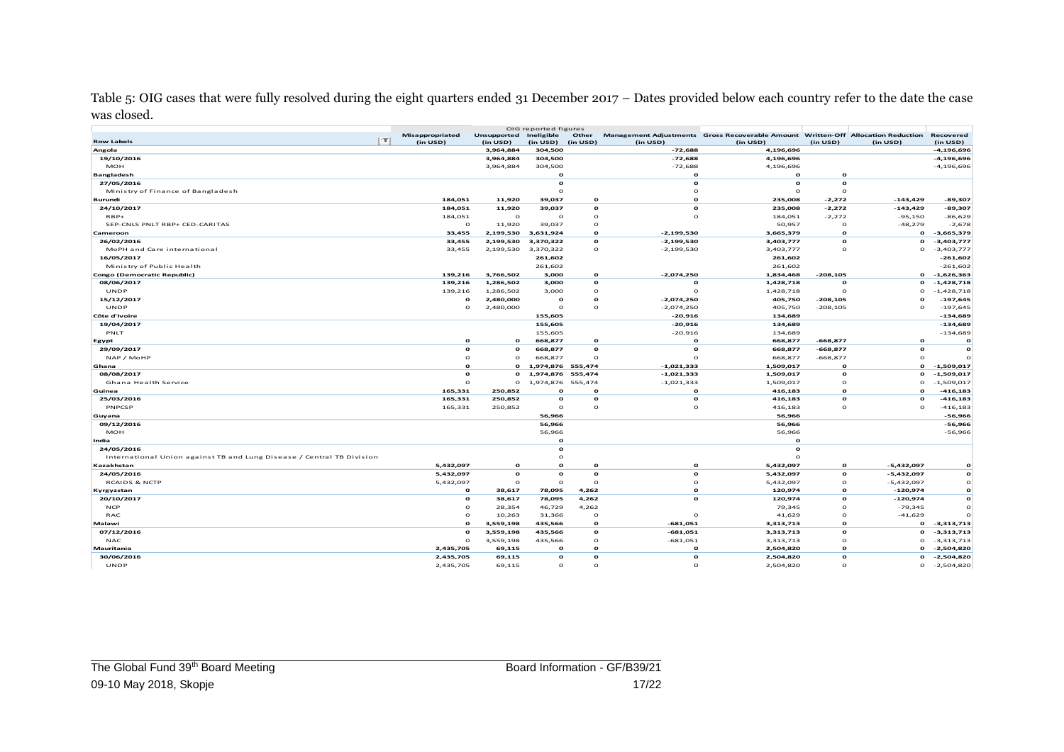Table 5: OIG cases that were fully resolved during the eight quarters ended 31 December 2017 – Dates provided below each country refer to the date the case was closed.

| | OIG reported figures | | | | | | | | |
|---|---|---|---|---|---|---|---|---|---|
| Row Labels | Misappropriated (in USD) | Unsupported (in USD) | Ineligible (in USD) | Other (in USD) | Management Adjustments (in USD) | Gross Recoverable Amount (in USD) | Written-Off (in USD) | Allocation Reduction (in USD) | Recovered (in USD) |
| **Angola** | | **3,964,884** | **304,500** | | **-72,688** | **4,196,696** | | | **-4,196,696** |
| **19/10/2016** | | **3,964,884** | **304,500** | | **-72,688** | **4,196,696** | | | **-4,196,696** |
| MOH | | 3,964,884 | 304,500 | | -72,688 | 4,196,696 | | | -4,196,696 |
| **Bangladesh** | | | **0** | | **0** | **0** | **0** | | |
| **27/05/2016** | | | **0** | | **0** | **0** | **0** | | |
| Ministry of Finance of Bangladesh | | | 0 | | 0 | 0 | 0 | | |
| **Burundi** | **184,051** | **11,920** | **39,037** | **0** | **0** | **235,008** | **-2,272** | **-143,429** | **-89,307** |
| **24/10/2017** | **184,051** | **11,920** | **39,037** | **0** | **0** | **235,008** | **-2,272** | **-143,429** | **-89,307** |
| RBP+ | 184,051 | 0 | 0 | 0 | 0 | 184,051 | -2,272 | -95,150 | -86,629 |
| SEP-CNLS PNLT RBP+ CED-CARITAS | 0 | 11,920 | 39,037 | 0 | | 50,957 | 0 | -48,279 | -2,678 |
| **Cameroon** | **33,455** | **2,199,530** | **3,631,924** | **0** | **-2,199,530** | **3,665,379** | **0** | **0** | **-3,665,379** |
| **26/02/2016** | **33,455** | **2,199,530** | **3,370,322** | **0** | **-2,199,530** | **3,403,777** | **0** | **0** | **-3,403,777** |
| MoPH and Care international | 33,455 | 2,199,530 | 3,370,322 | 0 | -2,199,530 | 3,403,777 | 0 | 0 | -3,403,777 |
| **16/05/2017** | | | **261,602** | | | **261,602** | | | **-261,602** |
| Ministry of Public Health | | | 261,602 | | | 261,602 | | | -261,602 |
| **Congo (Democratic Republic)** | **139,216** | **3,766,502** | **3,000** | **0** | **-2,074,250** | **1,834,468** | **-208,105** | **0** | **-1,626,363** |
| **08/06/2017** | **139,216** | **1,286,502** | **3,000** | **0** | **0** | **1,428,718** | **0** | **0** | **-1,428,718** |
| UNDP | 139,216 | 1,286,502 | 3,000 | 0 | 0 | 1,428,718 | 0 | 0 | -1,428,718 |
| **15/12/2017** | **0** | **2,480,000** | **0** | **0** | **-2,074,250** | **405,750** | **-208,105** | **0** | **-197,645** |
| UNDP | 0 | 2,480,000 | 0 | 0 | -2,074,250 | 405,750 | -208,105 | 0 | -197,645 |
| **Côte d'Ivoire** | | | **155,605** | | **-20,916** | **134,689** | | | **-134,689** |
| **19/04/2017** | | | **155,605** | | **-20,916** | **134,689** | | | **-134,689** |
| PNLT | | | 155,605 | | -20,916 | 134,689 | | | -134,689 |
| **Egypt** | **0** | **0** | **668,877** | **0** | **0** | **668,877** | **-668,877** | **0** | **0** |
| **29/09/2017** | **0** | **0** | **668,877** | **0** | **0** | **668,877** | **-668,877** | **0** | **0** |
| NAP / MoHP | 0 | 0 | 668,877 | 0 | 0 | 668,877 | -668,877 | 0 | 0 |
| **Ghana** | **0** | **0** | **1,974,876** | **555,474** | **-1,021,333** | **1,509,017** | **0** | **0** | **-1,509,017** |
| **08/08/2017** | **0** | **0** | **1,974,876** | **555,474** | **-1,021,333** | **1,509,017** | **0** | **0** | **-1,509,017** |
| Ghana Health Service | 0 | 0 | 1,974,876 | 555,474 | -1,021,333 | 1,509,017 | 0 | 0 | -1,509,017 |
| **Guinea** | **165,331** | **250,852** | **0** | **0** | **0** | **416,183** | **0** | **0** | **-416,183** |
| **25/03/2016** | **165,331** | **250,852** | **0** | **0** | **0** | **416,183** | **0** | **0** | **-416,183** |
| PNPCSP | 165,331 | 250,852 | 0 | 0 | 0 | 416,183 | 0 | 0 | -416,183 |
| **Guyana** | | | **56,966** | | | **56,966** | | | **-56,966** |
| **09/12/2016** | | | **56,966** | | | **56,966** | | | **-56,966** |
| MOH | | | 56,966 | | | 56,966 | | | -56,966 |
| **India** | | | **0** | | | **0** | | | |
| **24/05/2016** | | | **0** | | | **0** | | | |
| International Union against TB and Lung Disease / Central TB Division | | | 0 | | | 0 | | | |
| **Kazakhstan** | **5,432,097** | **0** | **0** | **0** | **0** | **5,432,097** | **0** | **-5,432,097** | **0** |
| **24/05/2016** | **5,432,097** | **0** | **0** | **0** | **0** | **5,432,097** | **0** | **-5,432,097** | **0** |
| RCAIDS & NCTP | 5,432,097 | 0 | 0 | 0 | 0 | 5,432,097 | 0 | -5,432,097 | 0 |
| **Kyrgyzstan** | **0** | **38,617** | **78,095** | **4,262** | **0** | **120,974** | **0** | **-120,974** | **0** |
| **20/10/2017** | **0** | **38,617** | **78,095** | **4,262** | **0** | **120,974** | **0** | **-120,974** | **0** |
| NCP | 0 | 28,354 | 46,729 | 4,262 | | 79,345 | 0 | -79,345 | 0 |
| RAC | 0 | 10,263 | 31,366 | 0 | 0 | 41,629 | 0 | -41,629 | 0 |
| **Malawi** | **0** | **3,559,198** | **435,566** | **0** | **-681,051** | **3,313,713** | **0** | **0** | **-3,313,713** |
| **07/12/2016** | **0** | **3,559,198** | **435,566** | **0** | **-681,051** | **3,313,713** | **0** | **0** | **-3,313,713** |
| NAC | 0 | 3,559,198 | 435,566 | 0 | -681,051 | 3,313,713 | 0 | 0 | -3,313,713 |
| **Mauritania** | **2,435,705** | **69,115** | **0** | **0** | **0** | **2,504,820** | **0** | **0** | **-2,504,820** |
| **30/06/2016** | **2,435,705** | **69,115** | **0** | **0** | **0** | **2,504,820** | **0** | **0** | **-2,504,820** |
| UNDP | 2,435,705 | 69,115 | 0 | 0 | 0 | 2,504,820 | 0 | 0 | -2,504,820 |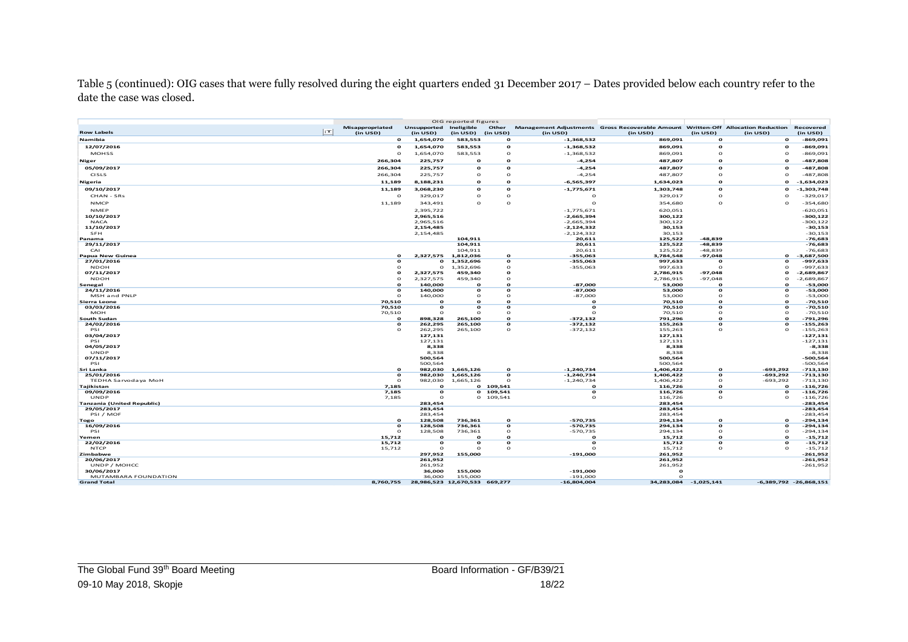Table 5 (continued): OIG cases that were fully resolved during the eight quarters ended 31 December 2017 – Dates provided below each country refer to the date the case was closed.

| | OIG reported figures | | | | | | | | |
|---|---|---|---|---|---|---|---|---|---|
| **Row Labels** | **Misappropriated (in USD)** | **Unsupported (in USD)** | **Ineligible (in USD)** | **Other (in USD)** | **Management Adjustments (in USD)** | **Gross Recoverable Amount (in USD)** | **Written-Off (in USD)** | **Allocation Reduction (in USD)** | **Recovered (in USD)** |
| **Namibia** | **0** | **1,654,070** | **583,553** | **0** | **-1,368,532** | **869,091** | **0** | **0** | **-869,091** |
| **12/07/2016** | **0** | **1,654,070** | **583,553** | **0** | **-1,368,532** | **869,091** | **0** | **0** | **-869,091** |
| MOHSS | 0 | 1,654,070 | 583,553 | 0 | -1,368,532 | 869,091 | 0 | 0 | -869,091 |
| **Niger** | **266,304** | **225,757** | **0** | **0** | **-4,254** | **487,807** | **0** | **0** | **-487,808** |
| **05/09/2017** | **266,304** | **225,757** | **0** | **0** | **-4,254** | **487,807** | **0** | **0** | **-487,808** |
| CISLS | 266,304 | 225,757 | 0 | 0 | -4,254 | 487,807 | 0 | 0 | -487,808 |
| **Nigeria** | **11,189** | **8,188,231** | **0** | **0** | **-6,565,397** | **1,634,023** | **0** | **0** | **-1,634,023** |
| **09/10/2017** | **11,189** | **3,068,230** | **0** | **0** | **-1,775,671** | **1,303,748** | **0** | **0** | **-1,303,748** |
| CHAN - SRs | 0 | 329,017 | 0 | 0 | 0 | 329,017 | 0 | 0 | -329,017 |
| NMCP | 11,189 | 343,491 | 0 | 0 | 0 | 354,680 | 0 | 0 | -354,680 |
| NMEP | | 2,395,722 | | | -1,775,671 | 620,051 | | | -620,051 |
| **10/10/2017** | | **2,965,516** | | | **-2,665,394** | **300,122** | | | **-300,122** |
| NACA | | 2,965,516 | | | -2,665,394 | 300,122 | | | -300,122 |
| **11/10/2017** | | **2,154,485** | | | **-2,124,332** | **30,153** | | | **-30,153** |
| SFH | | 2,154,485 | | | -2,124,332 | 30,153 | | | -30,153 |
| **Panama** | | | **104,911** | | **20,611** | **125,522** | **-48,839** | | **-76,683** |
| **29/11/2017** | | | **104,911** | | **20,611** | **125,522** | **-48,839** | | **-76,683** |
| CAI | | | 104,911 | | 20,611 | 125,522 | -48,839 | | -76,683 |
| **Papua New Guinea** | **0** | **2,327,575** | **1,812,036** | **0** | **-355,063** | **3,784,548** | **-97,048** | **0** | **-3,687,500** |
| **27/01/2016** | **0** | **0** | **1,352,696** | **0** | **-355,063** | **997,633** | **0** | **0** | **-997,633** |
| NDOH | 0 | 0 | 1,352,696 | 0 | -355,063 | 997,633 | 0 | 0 | -997,633 |
| **07/11/2017** | **0** | **2,327,575** | **459,340** | **0** | | **2,786,915** | **-97,048** | **0** | **-2,689,867** |
| NDOH | 0 | 2,327,575 | 459,340 | 0 | | 2,786,915 | -97,048 | 0 | -2,689,867 |
| **Senegal** | **0** | **140,000** | **0** | **0** | **-87,000** | **53,000** | **0** | **0** | **-53,000** |
| **24/11/2016** | **0** | **140,000** | **0** | **0** | **-87,000** | **53,000** | **0** | **0** | **-53,000** |
| MSH and PNLP | 0 | 140,000 | 0 | 0 | -87,000 | 53,000 | 0 | 0 | -53,000 |
| **Sierra Leone** | **70,510** | **0** | **0** | **0** | **0** | **70,510** | **0** | **0** | **-70,510** |
| **03/03/2016** | **70,510** | **0** | **0** | **0** | **0** | **70,510** | **0** | **0** | **-70,510** |
| MOH | 70,510 | 0 | 0 | 0 | 0 | 70,510 | 0 | 0 | -70,510 |
| **South Sudan** | **0** | **898,328** | **265,100** | **0** | **-372,132** | **791,296** | **0** | **0** | **-791,296** |
| **24/02/2016** | **0** | **262,295** | **265,100** | **0** | **-372,132** | **155,263** | **0** | **0** | **-155,263** |
| PSI | 0 | 262,295 | 265,100 | 0 | -372,132 | 155,263 | 0 | 0 | -155,263 |
| **03/04/2017** | | **127,131** | | | | **127,131** | | | **-127,131** |
| PSI | | 127,131 | | | | 127,131 | | | -127,131 |
| **04/05/2017** | | **8,338** | | | | **8,338** | | | **-8,338** |
| UNDP | | 8,338 | | | | 8,338 | | | -8,338 |
| **07/11/2017** | | **500,564** | | | | **500,564** | | | **-500,564** |
| PSI | | 500,564 | | | | 500,564 | | | -500,564 |
| **Sri Lanka** | **0** | **982,030** | **1,665,126** | **0** | **-1,240,734** | **1,406,422** | **0** | **-693,292** | **-713,130** |
| **25/01/2016** | **0** | **982,030** | **1,665,126** | **0** | **-1,240,734** | **1,406,422** | **0** | **-693,292** | **-713,130** |
| TEDHA Sarvodaya MoH | 0 | 982,030 | 1,665,126 | 0 | -1,240,734 | 1,406,422 | 0 | -693,292 | -713,130 |
| **Tajikistan** | **7,185** | **0** | **0** | **109,541** | **0** | **116,726** | **0** | **0** | **-116,726** |
| **09/09/2016** | **7,185** | **0** | **0** | **109,541** | **0** | **116,726** | **0** | **0** | **-116,726** |
| UNDP | 7,185 | 0 | 0 | 109,541 | 0 | 116,726 | 0 | 0 | -116,726 |
| **Tanzania (United Republic)** | | **283,454** | | | | **283,454** | | | **-283,454** |
| **29/05/2017** | | **283,454** | | | | **283,454** | | | **-283,454** |
| PSI / MOF | | 283,454 | | | | 283,454 | | | -283,454 |
| **Togo** | **0** | **128,508** | **736,361** | **0** | **-570,735** | **294,134** | **0** | **0** | **-294,134** |
| **16/09/2016** | **0** | **128,508** | **736,361** | **0** | **-570,735** | **294,134** | **0** | **0** | **-294,134** |
| PSI | 0 | 128,508 | 736,361 | 0 | -570,735 | 294,134 | 0 | 0 | -294,134 |
| **Yemen** | **15,712** | **0** | **0** | **0** | **0** | **15,712** | **0** | **0** | **-15,712** |
| **22/02/2016** | **15,712** | **0** | **0** | **0** | **0** | **15,712** | **0** | **0** | **-15,712** |
| NTCP | 15,712 | 0 | 0 | 0 | 0 | 15,712 | 0 | 0 | -15,712 |
| **Zimbabwe** | | **297,952** | **155,000** | | **-191,000** | **261,952** | | | **-261,952** |
| **20/06/2017** | | **261,952** | | | | **261,952** | | | **-261,952** |
| UNDP / MOHCC | | 261,952 | | | | 261,952 | | | -261,952 |
| **30/06/2017** | | **36,000** | **155,000** | | **-191,000** | **0** | | | |
| MUTAMBARA FOUNDATION | | 36,000 | 155,000 | | -191,000 | 0 | | | |
| **Grand Total** | **8,760,755** | **28,986,523** | **12,670,533** | **669,277** | **-16,804,004** | **34,283,084** | **-1,025,141** | **-6,389,792** | **-26,868,151** |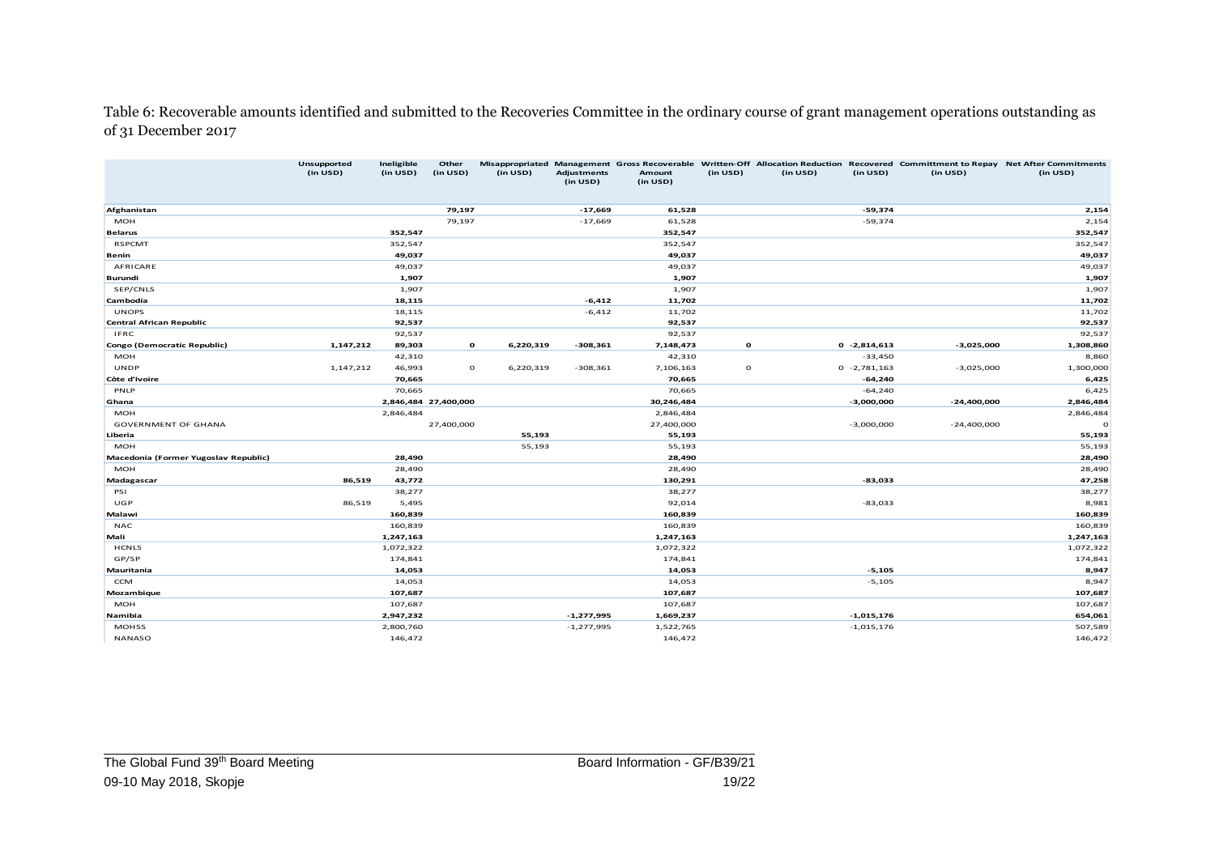Table 6: Recoverable amounts identified and submitted to the Recoveries Committee in the ordinary course of grant management operations outstanding as of 31 December 2017

| | Unsupported (in USD) | Ineligible (in USD) | Other (in USD) | Misappropriated (in USD) | Management Adjustments (in USD) | Gross Recoverable Amount (in USD) | Written-Off (in USD) | Allocation Reduction (in USD) | Recovered (in USD) | Committment to Repay (in USD) | Net After Commitments (in USD) |
|---|---|---|---|---|---|---|---|---|---|---|---|
| **Afghanistan** | | | **79,197** | | **-17,669** | **61,528** | | | **-59,374** | | **2,154** |
| MOH | | | 79,197 | | -17,669 | 61,528 | | | -59,374 | | 2,154 |
| **Belarus** | | **352,547** | | | | **352,547** | | | | | **352,547** |
| RSPCMT | | 352,547 | | | | 352,547 | | | | | 352,547 |
| **Benin** | | **49,037** | | | | **49,037** | | | | | **49,037** |
| AFRICARE | | 49,037 | | | | 49,037 | | | | | 49,037 |
| **Burundi** | | **1,907** | | | | **1,907** | | | | | **1,907** |
| SEP/CNLS | | 1,907 | | | | 1,907 | | | | | 1,907 |
| **Cambodia** | | **18,115** | | | **-6,412** | **11,702** | | | | | **11,702** |
| UNOPS | | 18,115 | | | -6,412 | 11,702 | | | | | 11,702 |
| **Central African Republic** | | **92,537** | | | | **92,537** | | | | | **92,537** |
| IFRC | | 92,537 | | | | 92,537 | | | | | 92,537 |
| **Congo (Democratic Republic)** | **1,147,212** | **89,303** | **0** | **6,220,319** | **-308,361** | **7,148,473** | **0** | **0** | **-2,814,613** | **-3,025,000** | **1,308,860** |
| MOH | | 42,310 | | | | 42,310 | | | -33,450 | | 8,860 |
| UNDP | 1,147,212 | 46,993 | 0 | 6,220,319 | -308,361 | 7,106,163 | 0 | 0 | -2,781,163 | -3,025,000 | 1,300,000 |
| **Côte d'Ivoire** | | **70,665** | | | | **70,665** | | | **-64,240** | | **6,425** |
| PNLP | | 70,665 | | | | 70,665 | | | -64,240 | | 6,425 |
| **Ghana** | | **2,846,484** | **27,400,000** | | | **30,246,484** | | | **-3,000,000** | **-24,400,000** | **2,846,484** |
| MOH | | 2,846,484 | | | | 2,846,484 | | | | | 2,846,484 |
| GOVERNMENT OF GHANA | | | 27,400,000 | | | 27,400,000 | | | -3,000,000 | -24,400,000 | 0 |
| **Liberia** | | | | **55,193** | | **55,193** | | | | | **55,193** |
| MOH | | | | 55,193 | | 55,193 | | | | | 55,193 |
| **Macedonia (Former Yugoslav Republic)** | | **28,490** | | | | **28,490** | | | | | **28,490** |
| MOH | | 28,490 | | | | 28,490 | | | | | 28,490 |
| **Madagascar** | **86,519** | **43,772** | | | | **130,291** | | | **-83,033** | | **47,258** |
| PSI | | 38,277 | | | | 38,277 | | | | | 38,277 |
| UGP | 86,519 | 5,495 | | | | 92,014 | | | -83,033 | | 8,981 |
| **Malawi** | | **160,839** | | | | **160,839** | | | | | **160,839** |
| NAC | | 160,839 | | | | 160,839 | | | | | 160,839 |
| **Mali** | | **1,247,163** | | | | **1,247,163** | | | | | **1,247,163** |
| HCNLS | | 1,072,322 | | | | 1,072,322 | | | | | 1,072,322 |
| GP/SP | | 174,841 | | | | 174,841 | | | | | 174,841 |
| **Mauritania** | | **14,053** | | | | **14,053** | | | **-5,105** | | **8,947** |
| CCM | | 14,053 | | | | 14,053 | | | -5,105 | | 8,947 |
| **Mozambique** | | **107,687** | | | | **107,687** | | | | | **107,687** |
| MOH | | 107,687 | | | | 107,687 | | | | | 107,687 |
| **Namibia** | | **2,947,232** | | | **-1,277,995** | **1,669,237** | | | **-1,015,176** | | **654,061** |
| MOHSS | | 2,800,760 | | | -1,277,995 | 1,522,765 | | | -1,015,176 | | 507,589 |
| NANASO | | 146,472 | | | | 146,472 | | | | | 146,472 |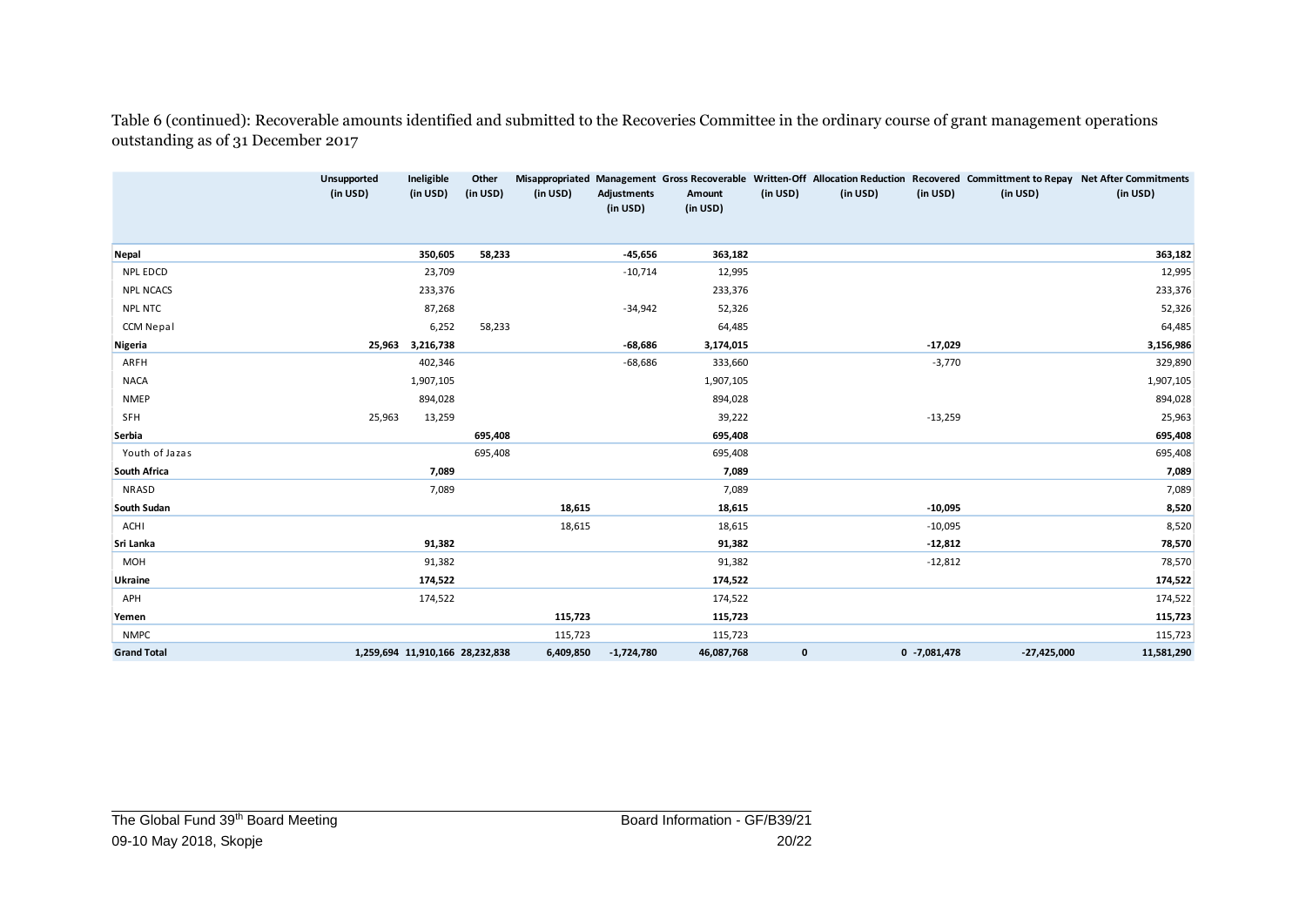Table 6 (continued): Recoverable amounts identified and submitted to the Recoveries Committee in the ordinary course of grant management operations outstanding as of 31 December 2017

| | Unsupported (in USD) | Ineligible (in USD) | Other (in USD) | Misappropriated (in USD) | Management Adjustments (in USD) | Gross Recoverable Amount (in USD) | Written-Off (in USD) | Allocation Reduction (in USD) | Recovered (in USD) | Committment to Repay (in USD) | Net After Commitments (in USD) |
|---|---|---|---|---|---|---|---|---|---|---|---|
| **Nepal** | | **350,605** | **58,233** | | **-45,656** | **363,182** | | | | | **363,182** |
| NPL EDCD | | 23,709 | | | -10,714 | 12,995 | | | | | 12,995 |
| NPL NCACS | | 233,376 | | | | 233,376 | | | | | 233,376 |
| NPL NTC | | 87,268 | | | -34,942 | 52,326 | | | | | 52,326 |
| CCM Nepal | | 6,252 | 58,233 | | | 64,485 | | | | | 64,485 |
| **Nigeria** | **25,963** | **3,216,738** | | | **-68,686** | **3,174,015** | | | **-17,029** | | **3,156,986** |
| ARFH | | 402,346 | | | -68,686 | 333,660 | | | -3,770 | | 329,890 |
| NACA | | 1,907,105 | | | | 1,907,105 | | | | | 1,907,105 |
| NMEP | | 894,028 | | | | 894,028 | | | | | 894,028 |
| SFH | 25,963 | 13,259 | | | | 39,222 | | | -13,259 | | 25,963 |
| **Serbia** | | | **695,408** | | | **695,408** | | | | | **695,408** |
| Youth of Jazas | | | 695,408 | | | 695,408 | | | | | 695,408 |
| **South Africa** | | **7,089** | | | | **7,089** | | | | | **7,089** |
| NRASD | | 7,089 | | | | 7,089 | | | | | 7,089 |
| **South Sudan** | | | | **18,615** | | **18,615** | | | **-10,095** | | **8,520** |
| ACHI | | | | 18,615 | | 18,615 | | | -10,095 | | 8,520 |
| **Sri Lanka** | | **91,382** | | | | **91,382** | | | **-12,812** | | **78,570** |
| MOH | | 91,382 | | | | 91,382 | | | -12,812 | | 78,570 |
| **Ukraine** | | **174,522** | | | | **174,522** | | | | | **174,522** |
| APH | | 174,522 | | | | 174,522 | | | | | 174,522 |
| **Yemen** | | | | **115,723** | | **115,723** | | | | | **115,723** |
| NMPC | | | | 115,723 | | 115,723 | | | | | 115,723 |
| **Grand Total** | **1,259,694** | **11,910,166** | **28,232,838** | **6,409,850** | **-1,724,780** | **46,087,768** | **0** | **0** | **-7,081,478** | **-27,425,000** | **11,581,290** |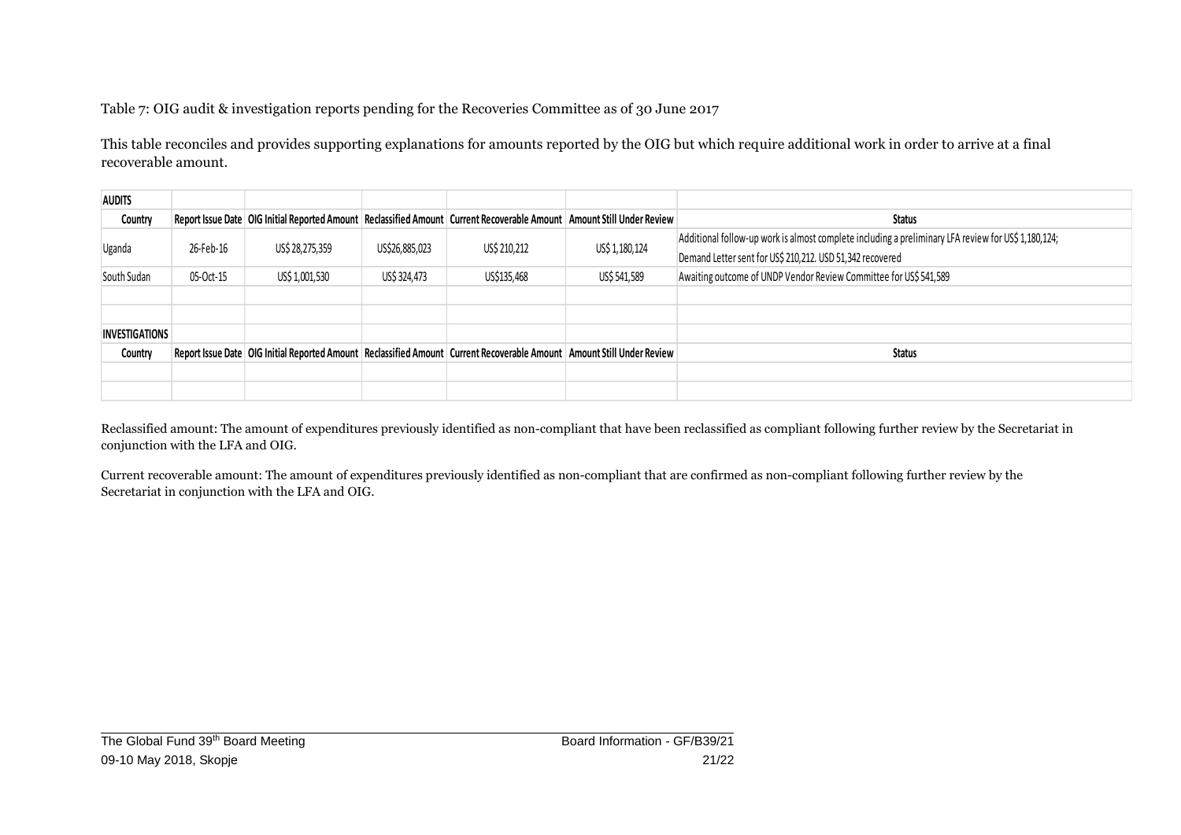Table 7: OIG audit & investigation reports pending for the Recoveries Committee as of 30 June 2017

This table reconciles and provides supporting explanations for amounts reported by the OIG but which require additional work in order to arrive at a final recoverable amount.

| AUDITS | | | | | | |
|---|---|---|---|---|---|---|
| Country | Report Issue Date | OIG Initial Reported Amount | Reclassified Amount | Current Recoverable Amount | Amount Still Under Review | Status |
| Uganda | 26-Feb-16 | US$ 28,275,359 | US$26,885,023 | US$ 210,212 | US$ 1,180,124 | Additional follow-up work is almost complete including a preliminary LFA review for US$ 1,180,124; Demand Letter sent for US$ 210,212. USD 51,342 recovered |
| South Sudan | 05-Oct-15 | US$ 1,001,530 | US$ 324,473 | US$135,468 | US$ 541,589 | Awaiting outcome of UNDP Vendor Review Committee for US$ 541,589 |
| | | | | | | |
| | | | | | | |
| **INVESTIGATIONS** | | | | | | |
| Country | Report Issue Date | OIG Initial Reported Amount | Reclassified Amount | Current Recoverable Amount | Amount Still Under Review | Status |
| | | | | | | |
| | | | | | | |

Reclassified amount: The amount of expenditures previously identified as non-compliant that have been reclassified as compliant following further review by the Secretariat in conjunction with the LFA and OIG.

Current recoverable amount: The amount of expenditures previously identified as non-compliant that are confirmed as non-compliant following further review by the Secretariat in conjunction with the LFA and OIG.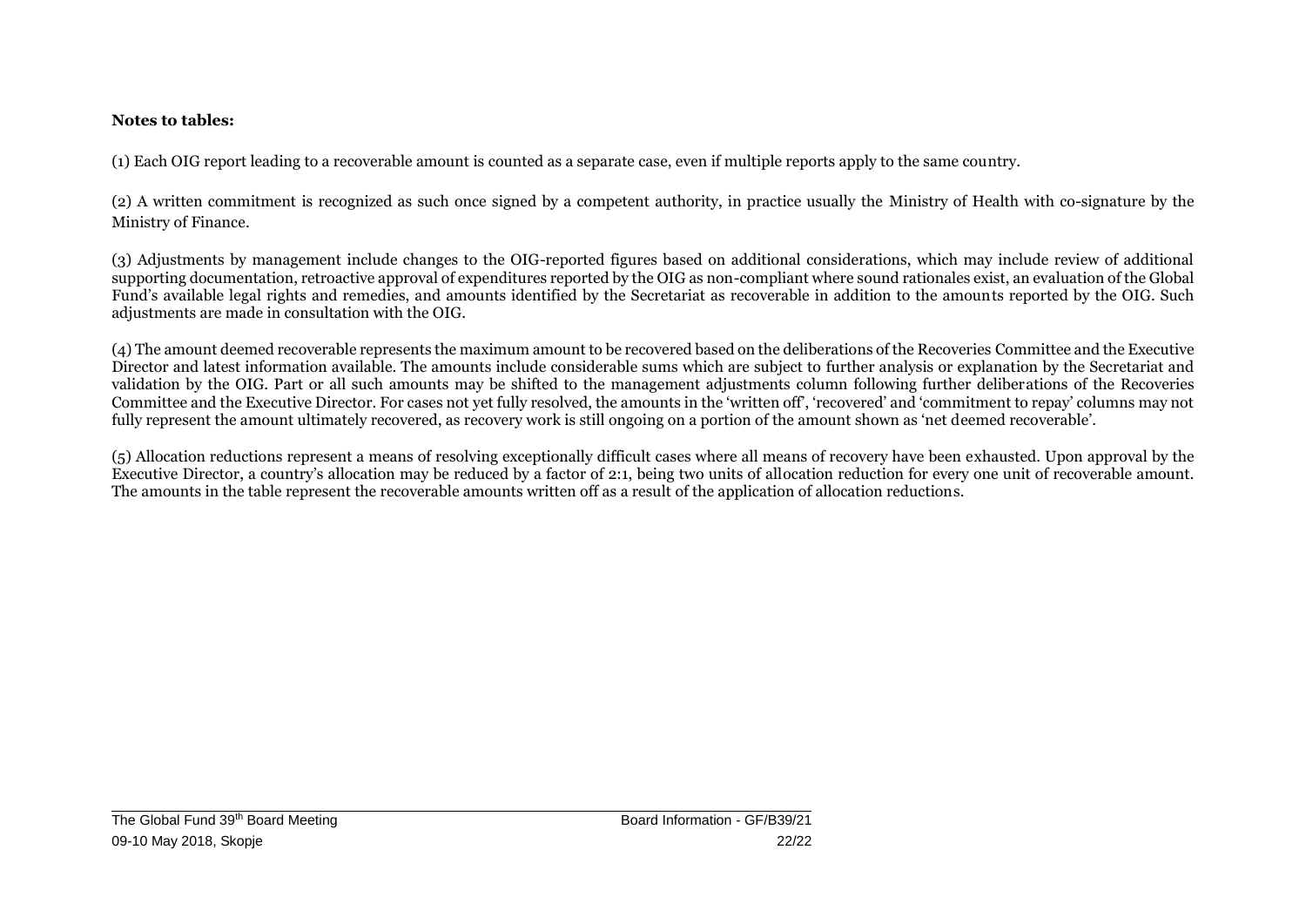**Notes to tables:**

(1) Each OIG report leading to a recoverable amount is counted as a separate case, even if multiple reports apply to the same country.

(2) A written commitment is recognized as such once signed by a competent authority, in practice usually the Ministry of Health with co-signature by the Ministry of Finance.

(3) Adjustments by management include changes to the OIG-reported figures based on additional considerations, which may include review of additional supporting documentation, retroactive approval of expenditures reported by the OIG as non-compliant where sound rationales exist, an evaluation of the Global Fund's available legal rights and remedies, and amounts identified by the Secretariat as recoverable in addition to the amounts reported by the OIG. Such adjustments are made in consultation with the OIG.

(4) The amount deemed recoverable represents the maximum amount to be recovered based on the deliberations of the Recoveries Committee and the Executive Director and latest information available. The amounts include considerable sums which are subject to further analysis or explanation by the Secretariat and validation by the OIG. Part or all such amounts may be shifted to the management adjustments column following further deliberations of the Recoveries Committee and the Executive Director. For cases not yet fully resolved, the amounts in the 'written off', 'recovered' and 'commitment to repay' columns may not fully represent the amount ultimately recovered, as recovery work is still ongoing on a portion of the amount shown as 'net deemed recoverable'.

(5) Allocation reductions represent a means of resolving exceptionally difficult cases where all means of recovery have been exhausted. Upon approval by the Executive Director, a country's allocation may be reduced by a factor of 2:1, being two units of allocation reduction for every one unit of recoverable amount. The amounts in the table represent the recoverable amounts written off as a result of the application of allocation reductions.